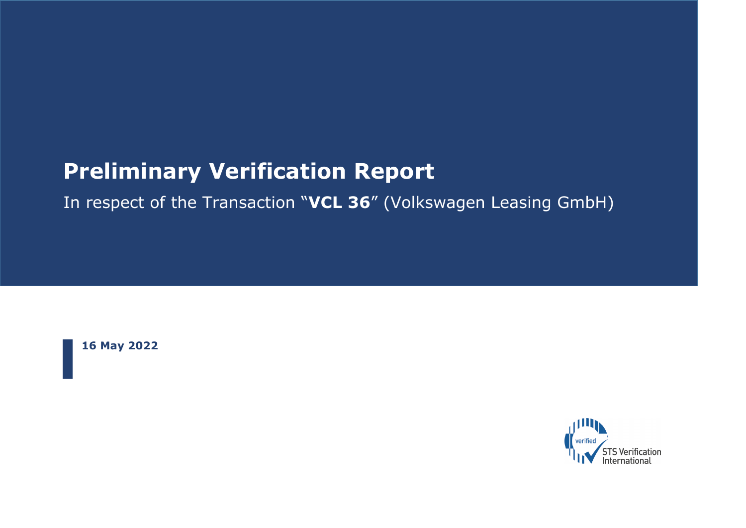# Preliminary Verification Report

In respect of the Transaction "**VCL 36**" (Volkswagen Leasing GmbH)

**16 May 2022**

verified STS Verification International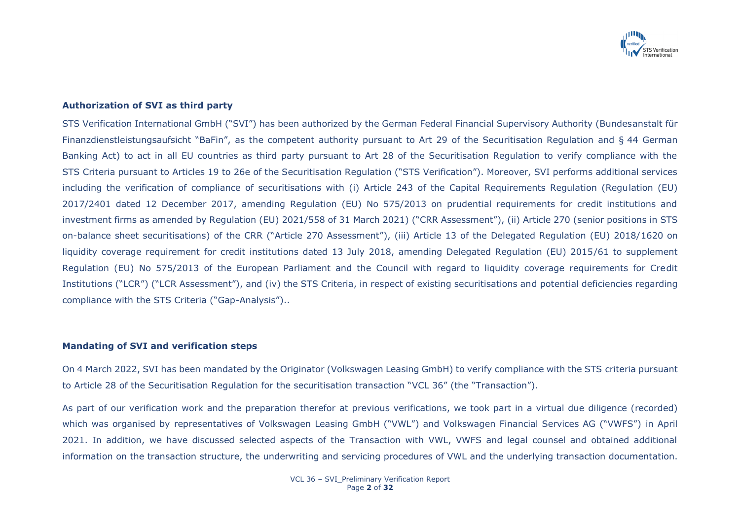**Authorization of SVI as third party**

STS Verification International GmbH ("SVI") has been authorized by the German Federal Financial Supervisory Authority (Bundesanstalt für Finanzdienstleistungsaufsicht "BaFin", as the competent authority pursuant to Art 29 of the Securitisation Regulation and § 44 German Banking Act) to act in all EU countries as third party pursuant to Art 28 of the Securitisation Regulation to verify compliance with the STS Criteria pursuant to Articles 19 to 26e of the Securitisation Regulation ("STS Verification"). Moreover, SVI performs additional services including the verification of compliance of securitisations with (i) Article 243 of the Capital Requirements Regulation (Regulation (EU) 2017/2401 dated 12 December 2017, amending Regulation (EU) No 575/2013 on prudential requirements for credit institutions and investment firms as amended by Regulation (EU) 2021/558 of 31 March 2021) ("CRR Assessment"), (ii) Article 270 (senior positions in STS on-balance sheet securitisations) of the CRR ("Article 270 Assessment"), (iii) Article 13 of the Delegated Regulation (EU) 2018/1620 on liquidity coverage requirement for credit institutions dated 13 July 2018, amending Delegated Regulation (EU) 2015/61 to supplement Regulation (EU) No 575/2013 of the European Parliament and the Council with regard to liquidity coverage requirements for Credit Institutions ("LCR") ("LCR Assessment"), and (iv) the STS Criteria, in respect of existing securitisations and potential deficiencies regarding compliance with the STS Criteria ("Gap-Analysis")..

**Mandating of SVI and verification steps**

On 4 March 2022, SVI has been mandated by the Originator (Volkswagen Leasing GmbH) to verify compliance with the STS criteria pursuant to Article 28 of the Securitisation Regulation for the securitisation transaction "VCL 36" (the "Transaction").

As part of our verification work and the preparation therefor at previous verifications, we took part in a virtual due diligence (recorded) which was organised by representatives of Volkswagen Leasing GmbH ("VWL") and Volkswagen Financial Services AG ("VWFS") in April 2021. In addition, we have discussed selected aspects of the Transaction with VWL, VWFS and legal counsel and obtained additional information on the transaction structure, the underwriting and servicing procedures of VWL and the underlying transaction documentation.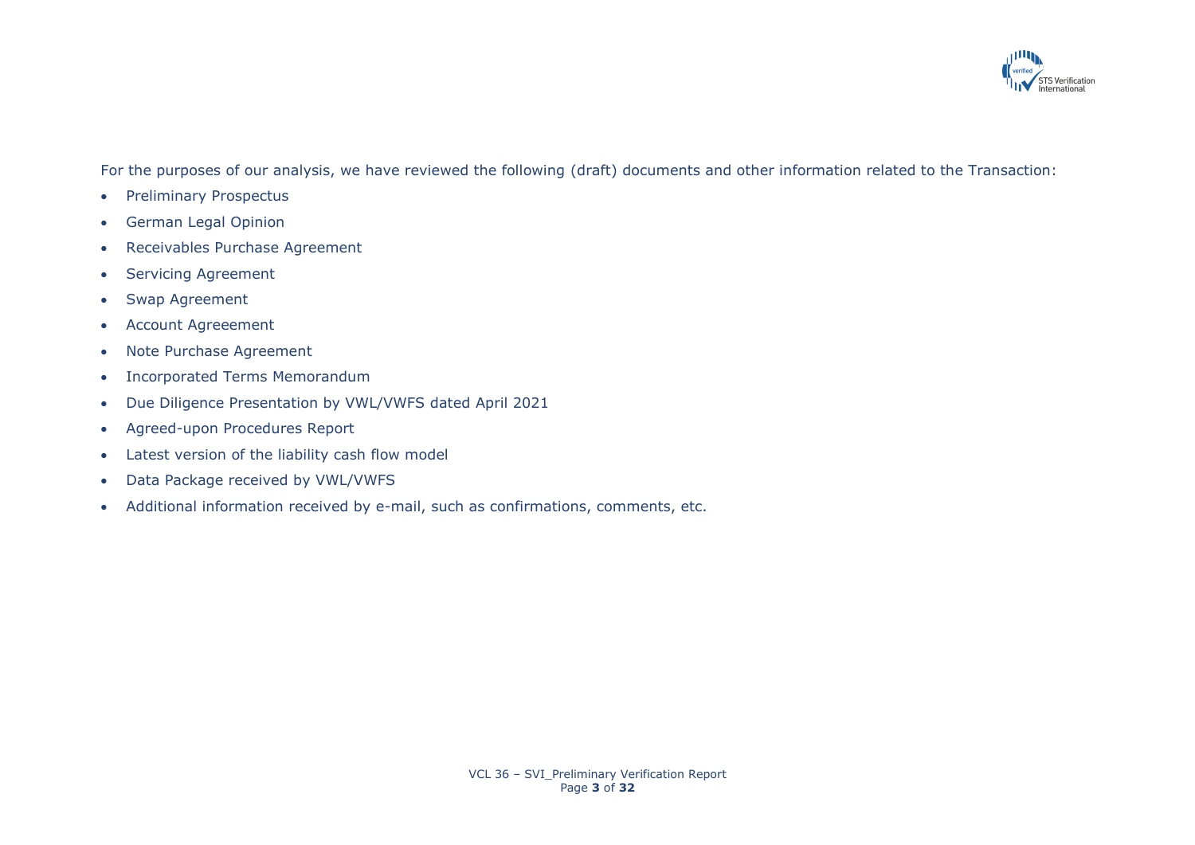For the purposes of our analysis, we have reviewed the following (draft) documents and other information related to the Transaction:

- Preliminary Prospectus
- German Legal Opinion
- Receivables Purchase Agreement
- Servicing Agreement
- Swap Agreement
- Account Agreeement
- Note Purchase Agreement
- Incorporated Terms Memorandum
- Due Diligence Presentation by VWL/VWFS dated April 2021
- Agreed-upon Procedures Report
- Latest version of the liability cash flow model
- Data Package received by VWL/VWFS
- Additional information received by e-mail, such as confirmations, comments, etc.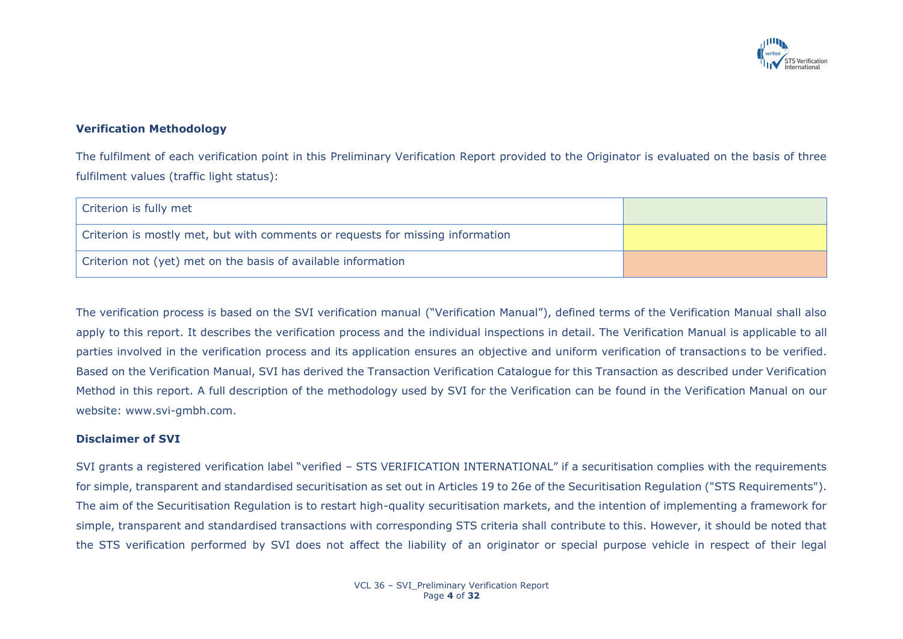**Verification Methodology**

The fulfilment of each verification point in this Preliminary Verification Report provided to the Originator is evaluated on the basis of three fulfilment values (traffic light status):

| Criterion is fully met | |
|---|---|
| Criterion is mostly met, but with comments or requests for missing information | |
| Criterion not (yet) met on the basis of available information | |

The verification process is based on the SVI verification manual ("Verification Manual"), defined terms of the Verification Manual shall also apply to this report. It describes the verification process and the individual inspections in detail. The Verification Manual is applicable to all parties involved in the verification process and its application ensures an objective and uniform verification of transactions to be verified. Based on the Verification Manual, SVI has derived the Transaction Verification Catalogue for this Transaction as described under Verification Method in this report. A full description of the methodology used by SVI for the Verification can be found in the Verification Manual on our website: www.svi-gmbh.com.

**Disclaimer of SVI**

SVI grants a registered verification label "verified – STS VERIFICATION INTERNATIONAL" if a securitisation complies with the requirements for simple, transparent and standardised securitisation as set out in Articles 19 to 26e of the Securitisation Regulation ("STS Requirements"). The aim of the Securitisation Regulation is to restart high-quality securitisation markets, and the intention of implementing a framework for simple, transparent and standardised transactions with corresponding STS criteria shall contribute to this. However, it should be noted that the STS verification performed by SVI does not affect the liability of an originator or special purpose vehicle in respect of their legal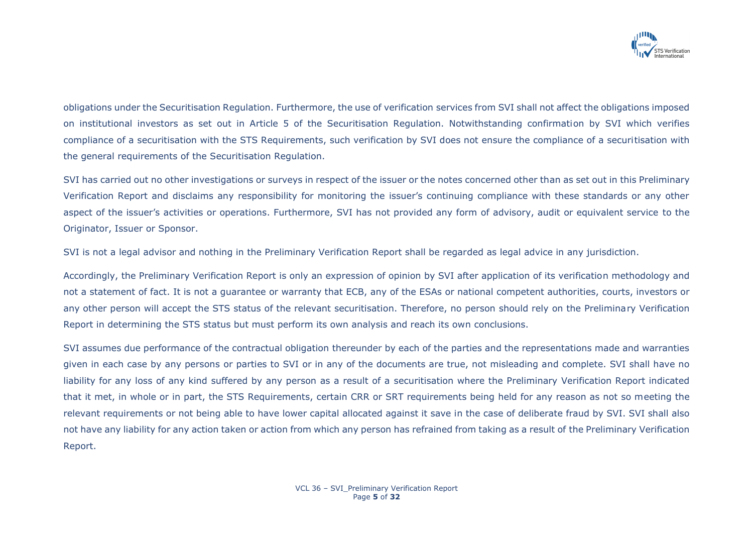obligations under the Securitisation Regulation. Furthermore, the use of verification services from SVI shall not affect the obligations imposed on institutional investors as set out in Article 5 of the Securitisation Regulation. Notwithstanding confirmation by SVI which verifies compliance of a securitisation with the STS Requirements, such verification by SVI does not ensure the compliance of a securitisation with the general requirements of the Securitisation Regulation.

SVI has carried out no other investigations or surveys in respect of the issuer or the notes concerned other than as set out in this Preliminary Verification Report and disclaims any responsibility for monitoring the issuer's continuing compliance with these standards or any other aspect of the issuer's activities or operations. Furthermore, SVI has not provided any form of advisory, audit or equivalent service to the Originator, Issuer or Sponsor.

SVI is not a legal advisor and nothing in the Preliminary Verification Report shall be regarded as legal advice in any jurisdiction.

Accordingly, the Preliminary Verification Report is only an expression of opinion by SVI after application of its verification methodology and not a statement of fact. It is not a guarantee or warranty that ECB, any of the ESAs or national competent authorities, courts, investors or any other person will accept the STS status of the relevant securitisation. Therefore, no person should rely on the Preliminary Verification Report in determining the STS status but must perform its own analysis and reach its own conclusions.

SVI assumes due performance of the contractual obligation thereunder by each of the parties and the representations made and warranties given in each case by any persons or parties to SVI or in any of the documents are true, not misleading and complete. SVI shall have no liability for any loss of any kind suffered by any person as a result of a securitisation where the Preliminary Verification Report indicated that it met, in whole or in part, the STS Requirements, certain CRR or SRT requirements being held for any reason as not so meeting the relevant requirements or not being able to have lower capital allocated against it save in the case of deliberate fraud by SVI. SVI shall also not have any liability for any action taken or action from which any person has refrained from taking as a result of the Preliminary Verification Report.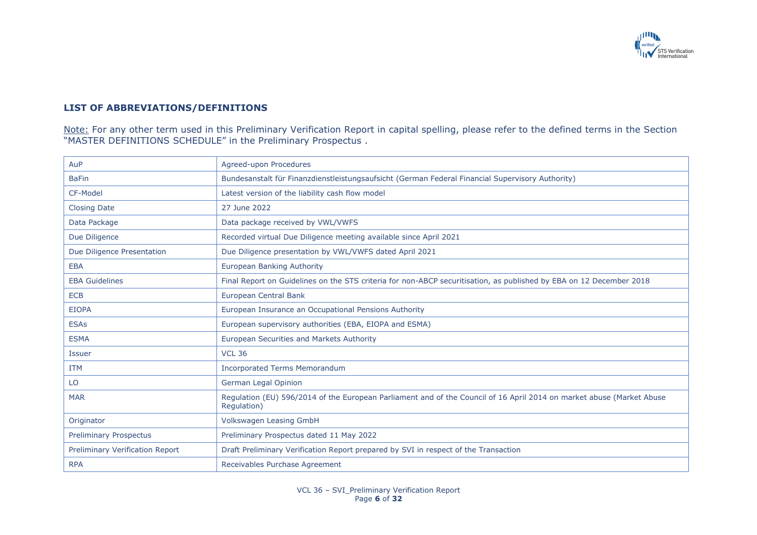## LIST OF ABBREVIATIONS/DEFINITIONS

Note: For any other term used in this Preliminary Verification Report in capital spelling, please refer to the defined terms in the Section "MASTER DEFINITIONS SCHEDULE" in the Preliminary Prospectus .

| | |
|---|---|
| AuP | Agreed-upon Procedures |
| BaFin | Bundesanstalt für Finanzdienstleistungsaufsicht (German Federal Financial Supervisory Authority) |
| CF-Model | Latest version of the liability cash flow model |
| Closing Date | 27 June 2022 |
| Data Package | Data package received by VWL/VWFS |
| Due Diligence | Recorded virtual Due Diligence meeting available since April 2021 |
| Due Diligence Presentation | Due Diligence presentation by VWL/VWFS dated April 2021 |
| EBA | European Banking Authority |
| EBA Guidelines | Final Report on Guidelines on the STS criteria for non-ABCP securitisation, as published by EBA on 12 December 2018 |
| ECB | European Central Bank |
| EIOPA | European Insurance an Occupational Pensions Authority |
| ESAs | European supervisory authorities (EBA, EIOPA and ESMA) |
| ESMA | European Securities and Markets Authority |
| Issuer | VCL 36 |
| ITM | Incorporated Terms Memorandum |
| LO | German Legal Opinion |
| MAR | Regulation (EU) 596/2014 of the European Parliament and of the Council of 16 April 2014 on market abuse (Market Abuse Regulation) |
| Originator | Volkswagen Leasing GmbH |
| Preliminary Prospectus | Preliminary Prospectus dated 11 May 2022 |
| Preliminary Verification Report | Draft Preliminary Verification Report prepared by SVI in respect of the Transaction |
| RPA | Receivables Purchase Agreement |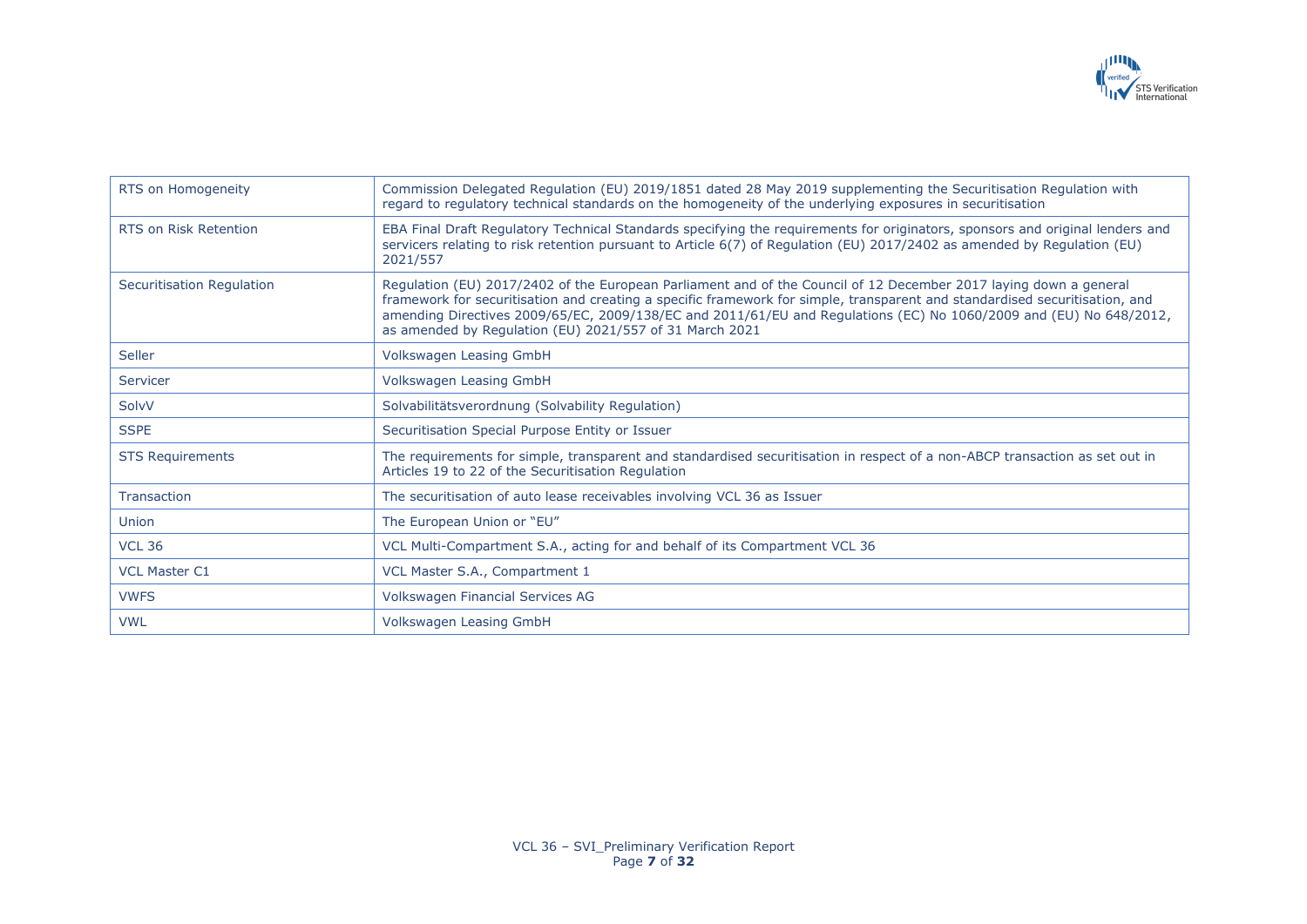| | |
|---|---|
| RTS on Homogeneity | Commission Delegated Regulation (EU) 2019/1851 dated 28 May 2019 supplementing the Securitisation Regulation with regard to regulatory technical standards on the homogeneity of the underlying exposures in securitisation |
| RTS on Risk Retention | EBA Final Draft Regulatory Technical Standards specifying the requirements for originators, sponsors and original lenders and servicers relating to risk retention pursuant to Article 6(7) of Regulation (EU) 2017/2402 as amended by Regulation (EU) 2021/557 |
| Securitisation Regulation | Regulation (EU) 2017/2402 of the European Parliament and of the Council of 12 December 2017 laying down a general framework for securitisation and creating a specific framework for simple, transparent and standardised securitisation, and amending Directives 2009/65/EC, 2009/138/EC and 2011/61/EU and Regulations (EC) No 1060/2009 and (EU) No 648/2012, as amended by Regulation (EU) 2021/557 of 31 March 2021 |
| Seller | Volkswagen Leasing GmbH |
| Servicer | Volkswagen Leasing GmbH |
| SolvV | Solvabilitätsverordnung (Solvability Regulation) |
| SSPE | Securitisation Special Purpose Entity or Issuer |
| STS Requirements | The requirements for simple, transparent and standardised securitisation in respect of a non-ABCP transaction as set out in Articles 19 to 22 of the Securitisation Regulation |
| Transaction | The securitisation of auto lease receivables involving VCL 36 as Issuer |
| Union | The European Union or "EU" |
| VCL 36 | VCL Multi-Compartment S.A., acting for and behalf of its Compartment VCL 36 |
| VCL Master C1 | VCL Master S.A., Compartment 1 |
| VWFS | Volkswagen Financial Services AG |
| VWL | Volkswagen Leasing GmbH |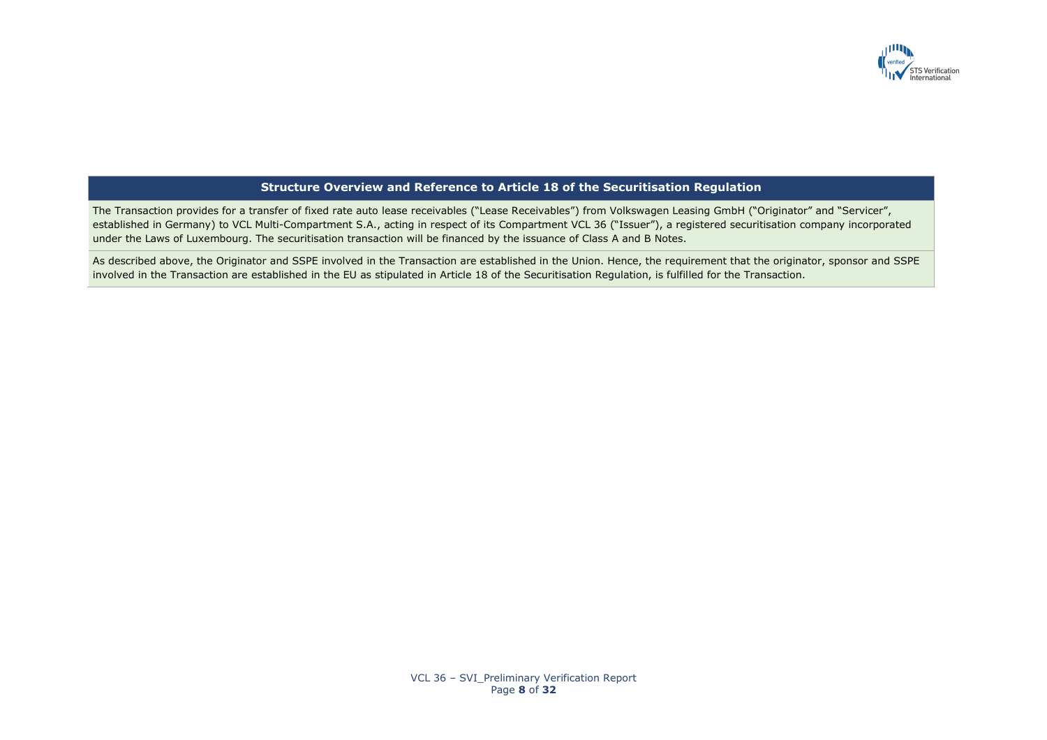| Structure Overview and Reference to Article 18 of the Securitisation Regulation |
| --- |
| The Transaction provides for a transfer of fixed rate auto lease receivables ("Lease Receivables") from Volkswagen Leasing GmbH ("Originator" and "Servicer", established in Germany) to VCL Multi-Compartment S.A., acting in respect of its Compartment VCL 36 ("Issuer"), a registered securitisation company incorporated under the Laws of Luxembourg. The securitisation transaction will be financed by the issuance of Class A and B Notes. |
| As described above, the Originator and SSPE involved in the Transaction are established in the Union. Hence, the requirement that the originator, sponsor and SSPE involved in the Transaction are established in the EU as stipulated in Article 18 of the Securitisation Regulation, is fulfilled for the Transaction. |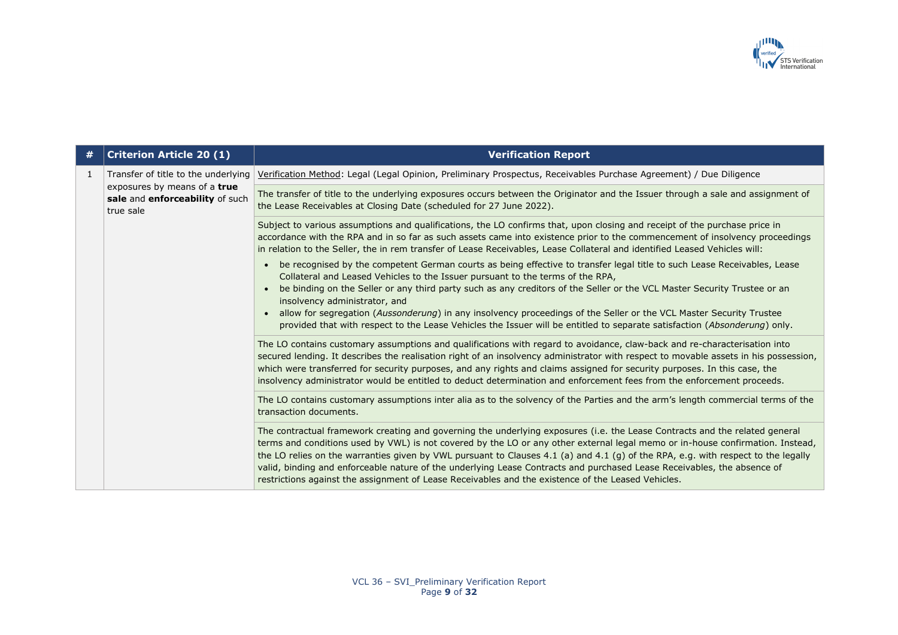| # | Criterion Article 20 (1) | Verification Report |
|---|---|---|
| 1 | Transfer of title to the underlying exposures by means of a **true sale** and **enforceability** of such true sale | Verification Method: Legal (Legal Opinion, Preliminary Prospectus, Receivables Purchase Agreement) / Due Diligence |
| | | The transfer of title to the underlying exposures occurs between the Originator and the Issuer through a sale and assignment of the Lease Receivables at Closing Date (scheduled for 27 June 2022). |
| | | Subject to various assumptions and qualifications, the LO confirms that, upon closing and receipt of the purchase price in accordance with the RPA and in so far as such assets came into existence prior to the commencement of insolvency proceedings in relation to the Seller, the in rem transfer of Lease Receivables, Lease Collateral and identified Leased Vehicles will:<br>• be recognised by the competent German courts as being effective to transfer legal title to such Lease Receivables, Lease Collateral and Leased Vehicles to the Issuer pursuant to the terms of the RPA,<br>• be binding on the Seller or any third party such as any creditors of the Seller or the VCL Master Security Trustee or an insolvency administrator, and<br>• allow for segregation (*Aussonderung*) in any insolvency proceedings of the Seller or the VCL Master Security Trustee provided that with respect to the Lease Vehicles the Issuer will be entitled to separate satisfaction (*Absonderung*) only. |
| | | The LO contains customary assumptions and qualifications with regard to avoidance, claw-back and re-characterisation into secured lending. It describes the realisation right of an insolvency administrator with respect to movable assets in his possession, which were transferred for security purposes, and any rights and claims assigned for security purposes. In this case, the insolvency administrator would be entitled to deduct determination and enforcement fees from the enforcement proceeds. |
| | | The LO contains customary assumptions inter alia as to the solvency of the Parties and the arm's length commercial terms of the transaction documents. |
| | | The contractual framework creating and governing the underlying exposures (i.e. the Lease Contracts and the related general terms and conditions used by VWL) is not covered by the LO or any other external legal memo or in-house confirmation. Instead, the LO relies on the warranties given by VWL pursuant to Clauses 4.1 (a) and 4.1 (g) of the RPA, e.g. with respect to the legally valid, binding and enforceable nature of the underlying Lease Contracts and purchased Lease Receivables, the absence of restrictions against the assignment of Lease Receivables and the existence of the Leased Vehicles. |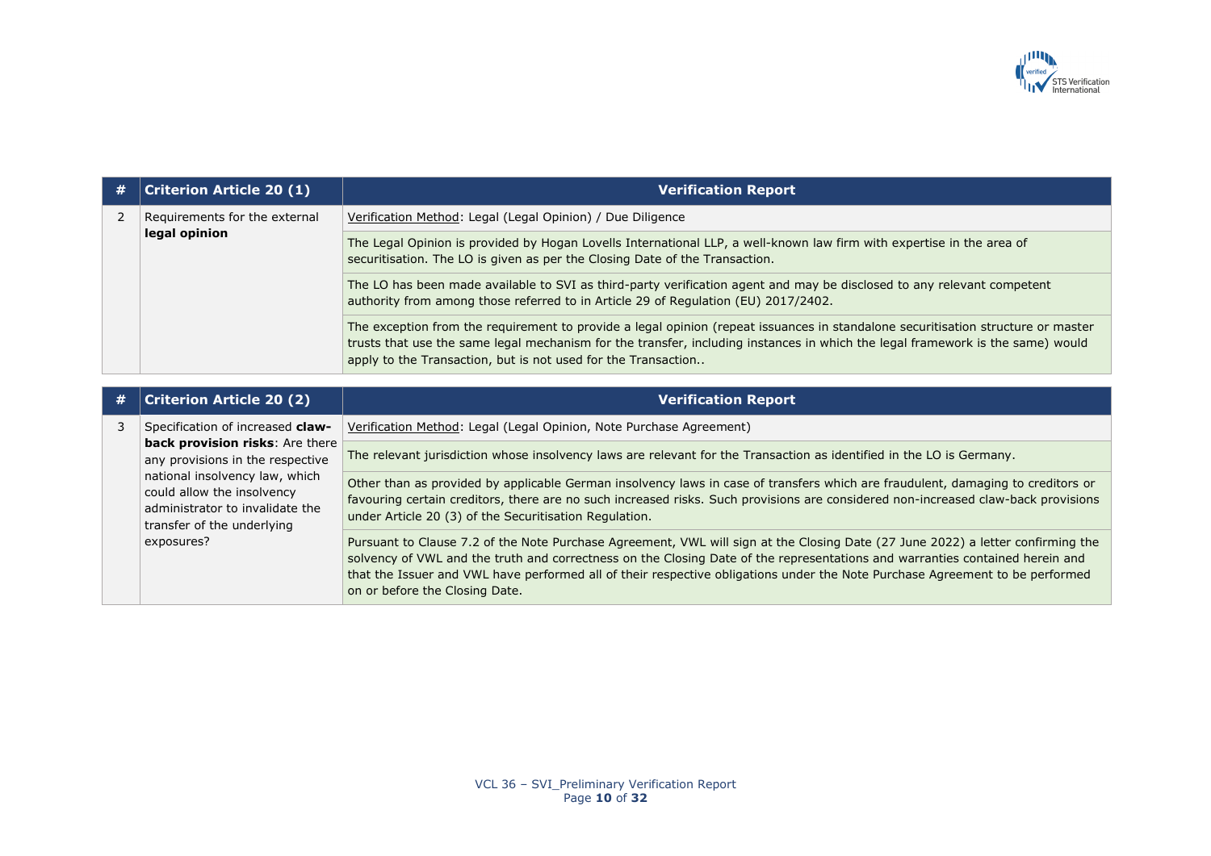| # | Criterion Article 20 (1) | Verification Report |
|---|---|---|
| 2 | Requirements for the external **legal opinion** | Verification Method: Legal (Legal Opinion) / Due Diligence |
| | | The Legal Opinion is provided by Hogan Lovells International LLP, a well-known law firm with expertise in the area of securitisation. The LO is given as per the Closing Date of the Transaction. |
| | | The LO has been made available to SVI as third-party verification agent and may be disclosed to any relevant competent authority from among those referred to in Article 29 of Regulation (EU) 2017/2402. |
| | | The exception from the requirement to provide a legal opinion (repeat issuances in standalone securitisation structure or master trusts that use the same legal mechanism for the transfer, including instances in which the legal framework is the same) would apply to the Transaction, but is not used for the Transaction.. |

| # | Criterion Article 20 (2) | Verification Report |
|---|---|---|
| 3 | Specification of increased **claw-back provision risks**: Are there any provisions in the respective national insolvency law, which could allow the insolvency administrator to invalidate the transfer of the underlying exposures? | Verification Method: Legal (Legal Opinion, Note Purchase Agreement) |
| | | The relevant jurisdiction whose insolvency laws are relevant for the Transaction as identified in the LO is Germany. |
| | | Other than as provided by applicable German insolvency laws in case of transfers which are fraudulent, damaging to creditors or favouring certain creditors, there are no such increased risks. Such provisions are considered non-increased claw-back provisions under Article 20 (3) of the Securitisation Regulation. |
| | | Pursuant to Clause 7.2 of the Note Purchase Agreement, VWL will sign at the Closing Date (27 June 2022) a letter confirming the solvency of VWL and the truth and correctness on the Closing Date of the representations and warranties contained herein and that the Issuer and VWL have performed all of their respective obligations under the Note Purchase Agreement to be performed on or before the Closing Date. |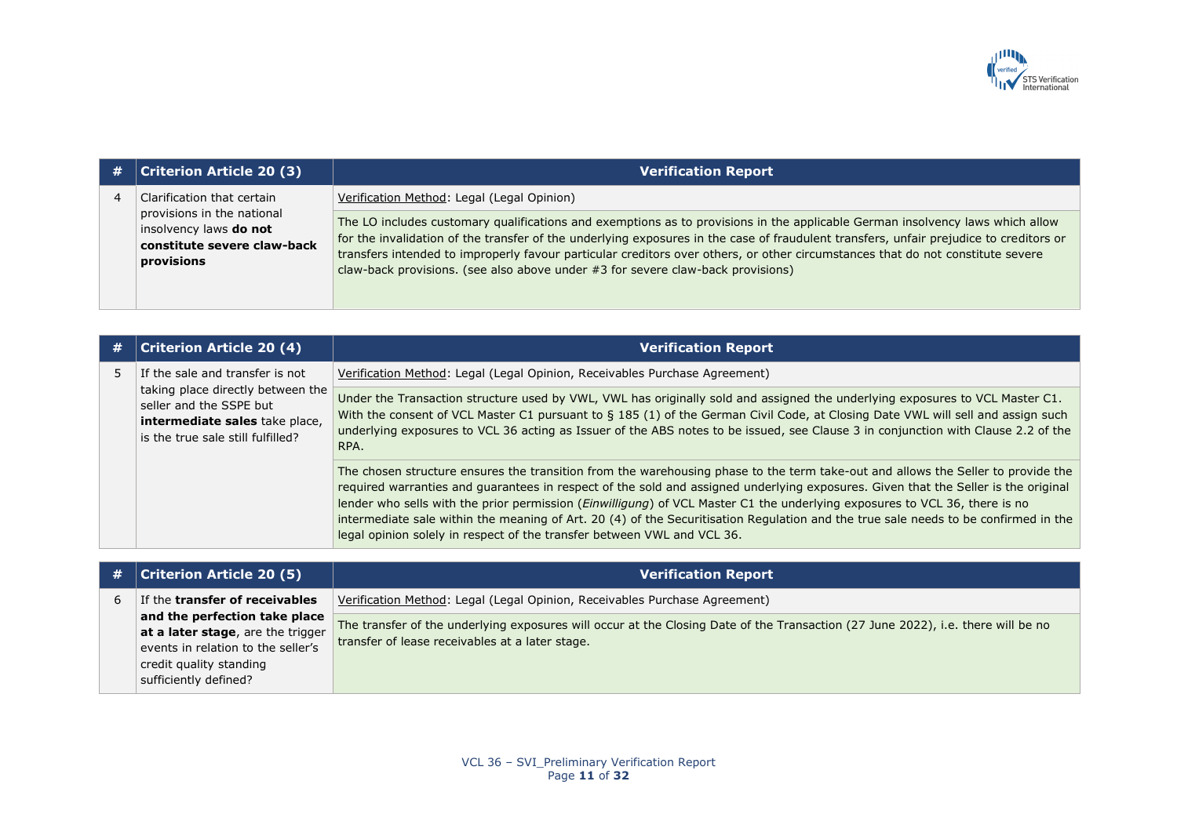| # | Criterion Article 20 (3) | Verification Report |
|---|---|---|
| 4 | Clarification that certain provisions in the national insolvency laws **do not constitute severe claw-back provisions** | Verification Method: Legal (Legal Opinion) |
| | | The LO includes customary qualifications and exemptions as to provisions in the applicable German insolvency laws which allow for the invalidation of the transfer of the underlying exposures in the case of fraudulent transfers, unfair prejudice to creditors or transfers intended to improperly favour particular creditors over others, or other circumstances that do not constitute severe claw-back provisions. (see also above under #3 for severe claw-back provisions) |

| # | Criterion Article 20 (4) | Verification Report |
|---|---|---|
| 5 | If the sale and transfer is not taking place directly between the seller and the SSPE but **intermediate sales** take place, is the true sale still fulfilled? | Verification Method: Legal (Legal Opinion, Receivables Purchase Agreement) |
| | | Under the Transaction structure used by VWL, VWL has originally sold and assigned the underlying exposures to VCL Master C1. With the consent of VCL Master C1 pursuant to § 185 (1) of the German Civil Code, at Closing Date VWL will sell and assign such underlying exposures to VCL 36 acting as Issuer of the ABS notes to be issued, see Clause 3 in conjunction with Clause 2.2 of the RPA. |
| | | The chosen structure ensures the transition from the warehousing phase to the term take-out and allows the Seller to provide the required warranties and guarantees in respect of the sold and assigned underlying exposures. Given that the Seller is the original lender who sells with the prior permission (*Einwilligung*) of VCL Master C1 the underlying exposures to VCL 36, there is no intermediate sale within the meaning of Art. 20 (4) of the Securitisation Regulation and the true sale needs to be confirmed in the legal opinion solely in respect of the transfer between VWL and VCL 36. |

| # | Criterion Article 20 (5) | Verification Report |
|---|---|---|
| 6 | If the **transfer of receivables and the perfection take place at a later stage**, are the trigger events in relation to the seller's credit quality standing sufficiently defined? | Verification Method: Legal (Legal Opinion, Receivables Purchase Agreement) |
| | | The transfer of the underlying exposures will occur at the Closing Date of the Transaction (27 June 2022), i.e. there will be no transfer of lease receivables at a later stage. |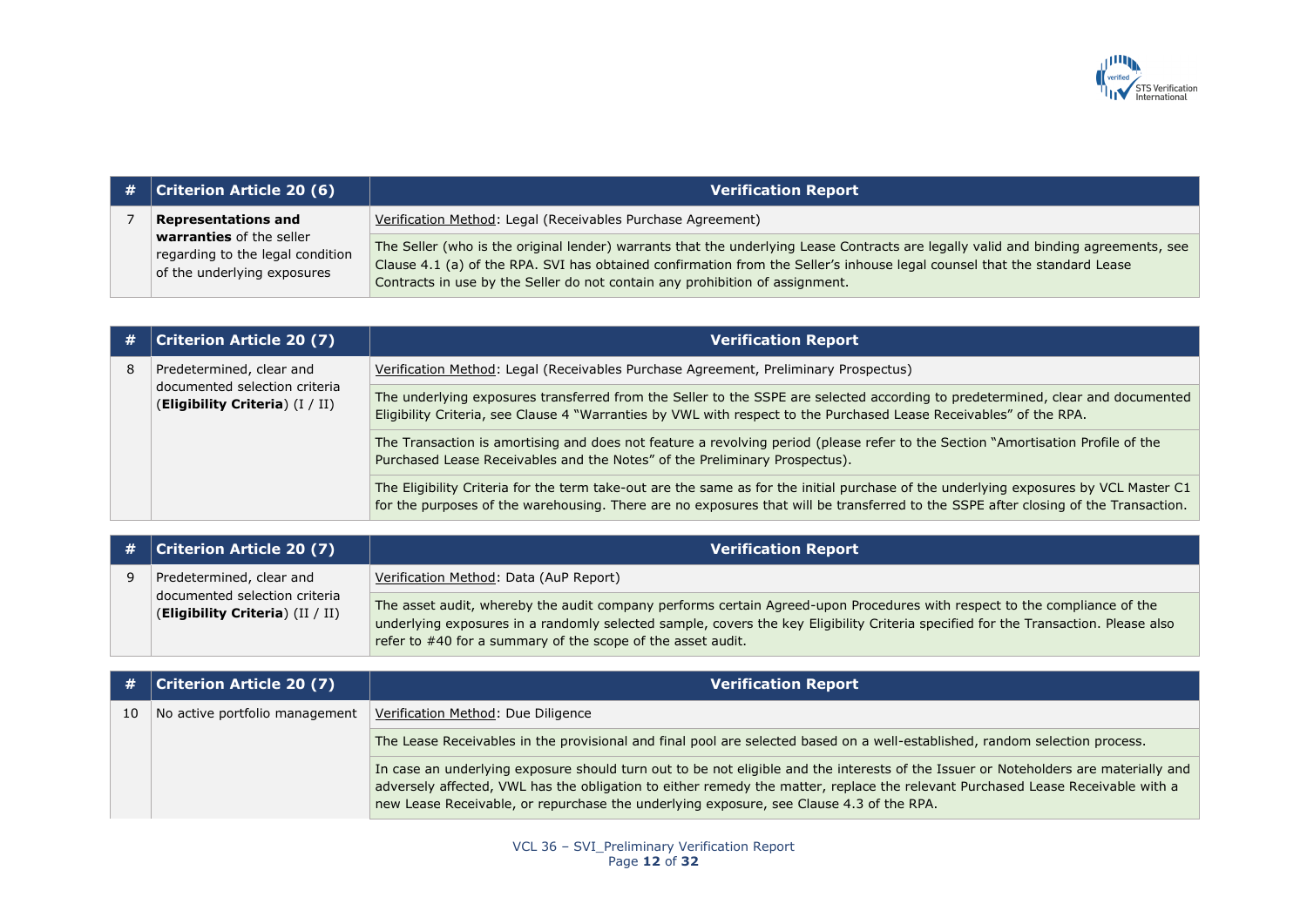| # | Criterion Article 20 (6) | Verification Report |
|---|---|---|
| 7 | **Representations and warranties** of the seller regarding to the legal condition of the underlying exposures | Verification Method: Legal (Receivables Purchase Agreement) |
| | | The Seller (who is the original lender) warrants that the underlying Lease Contracts are legally valid and binding agreements, see Clause 4.1 (a) of the RPA. SVI has obtained confirmation from the Seller's inhouse legal counsel that the standard Lease Contracts in use by the Seller do not contain any prohibition of assignment. |

| # | Criterion Article 20 (7) | Verification Report |
|---|---|---|
| 8 | Predetermined, clear and documented selection criteria (**Eligibility Criteria**) (I / II) | Verification Method: Legal (Receivables Purchase Agreement, Preliminary Prospectus) |
| | | The underlying exposures transferred from the Seller to the SSPE are selected according to predetermined, clear and documented Eligibility Criteria, see Clause 4 "Warranties by VWL with respect to the Purchased Lease Receivables" of the RPA. |
| | | The Transaction is amortising and does not feature a revolving period (please refer to the Section "Amortisation Profile of the Purchased Lease Receivables and the Notes" of the Preliminary Prospectus). |
| | | The Eligibility Criteria for the term take-out are the same as for the initial purchase of the underlying exposures by VCL Master C1 for the purposes of the warehousing. There are no exposures that will be transferred to the SSPE after closing of the Transaction. |

| # | Criterion Article 20 (7) | Verification Report |
|---|---|---|
| 9 | Predetermined, clear and documented selection criteria (**Eligibility Criteria**) (II / II) | Verification Method: Data (AuP Report) |
| | | The asset audit, whereby the audit company performs certain Agreed-upon Procedures with respect to the compliance of the underlying exposures in a randomly selected sample, covers the key Eligibility Criteria specified for the Transaction. Please also refer to #40 for a summary of the scope of the asset audit. |

| # | Criterion Article 20 (7) | Verification Report |
|---|---|---|
| 10 | No active portfolio management | Verification Method: Due Diligence |
| | | The Lease Receivables in the provisional and final pool are selected based on a well-established, random selection process. |
| | | In case an underlying exposure should turn out to be not eligible and the interests of the Issuer or Noteholders are materially and adversely affected, VWL has the obligation to either remedy the matter, replace the relevant Purchased Lease Receivable with a new Lease Receivable, or repurchase the underlying exposure, see Clause 4.3 of the RPA. |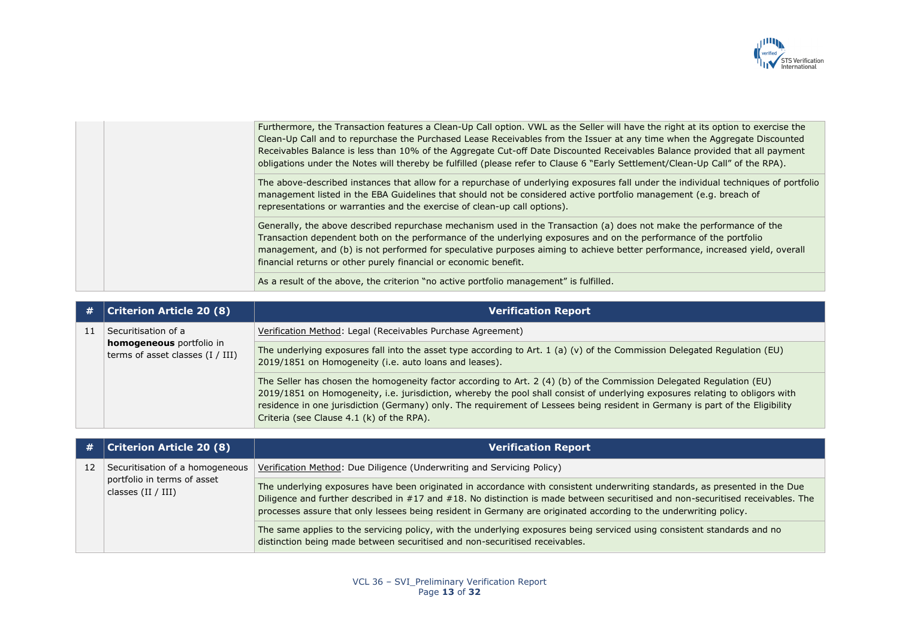| | | |
|---|---|---|
| | | Furthermore, the Transaction features a Clean-Up Call option. VWL as the Seller will have the right at its option to exercise the Clean-Up Call and to repurchase the Purchased Lease Receivables from the Issuer at any time when the Aggregate Discounted Receivables Balance is less than 10% of the Aggregate Cut-off Date Discounted Receivables Balance provided that all payment obligations under the Notes will thereby be fulfilled (please refer to Clause 6 "Early Settlement/Clean-Up Call" of the RPA). |
| | | The above-described instances that allow for a repurchase of underlying exposures fall under the individual techniques of portfolio management listed in the EBA Guidelines that should not be considered active portfolio management (e.g. breach of representations or warranties and the exercise of clean-up call options). |
| | | Generally, the above described repurchase mechanism used in the Transaction (a) does not make the performance of the Transaction dependent both on the performance of the underlying exposures and on the performance of the portfolio management, and (b) is not performed for speculative purposes aiming to achieve better performance, increased yield, overall financial returns or other purely financial or economic benefit. |
| | | As a result of the above, the criterion "no active portfolio management" is fulfilled. |

| # | Criterion Article 20 (8) | Verification Report |
|---|---|---|
| 11 | Securitisation of a **homogeneous** portfolio in terms of asset classes (I / III) | Verification Method: Legal (Receivables Purchase Agreement) |
| | | The underlying exposures fall into the asset type according to Art. 1 (a) (v) of the Commission Delegated Regulation (EU) 2019/1851 on Homogeneity (i.e. auto loans and leases). |
| | | The Seller has chosen the homogeneity factor according to Art. 2 (4) (b) of the Commission Delegated Regulation (EU) 2019/1851 on Homogeneity, i.e. jurisdiction, whereby the pool shall consist of underlying exposures relating to obligors with residence in one jurisdiction (Germany) only. The requirement of Lessees being resident in Germany is part of the Eligibility Criteria (see Clause 4.1 (k) of the RPA). |

| # | Criterion Article 20 (8) | Verification Report |
|---|---|---|
| 12 | Securitisation of a homogeneous portfolio in terms of asset classes (II / III) | Verification Method: Due Diligence (Underwriting and Servicing Policy) |
| | | The underlying exposures have been originated in accordance with consistent underwriting standards, as presented in the Due Diligence and further described in #17 and #18. No distinction is made between securitised and non-securitised receivables. The processes assure that only lessees being resident in Germany are originated according to the underwriting policy. |
| | | The same applies to the servicing policy, with the underlying exposures being serviced using consistent standards and no distinction being made between securitised and non-securitised receivables. |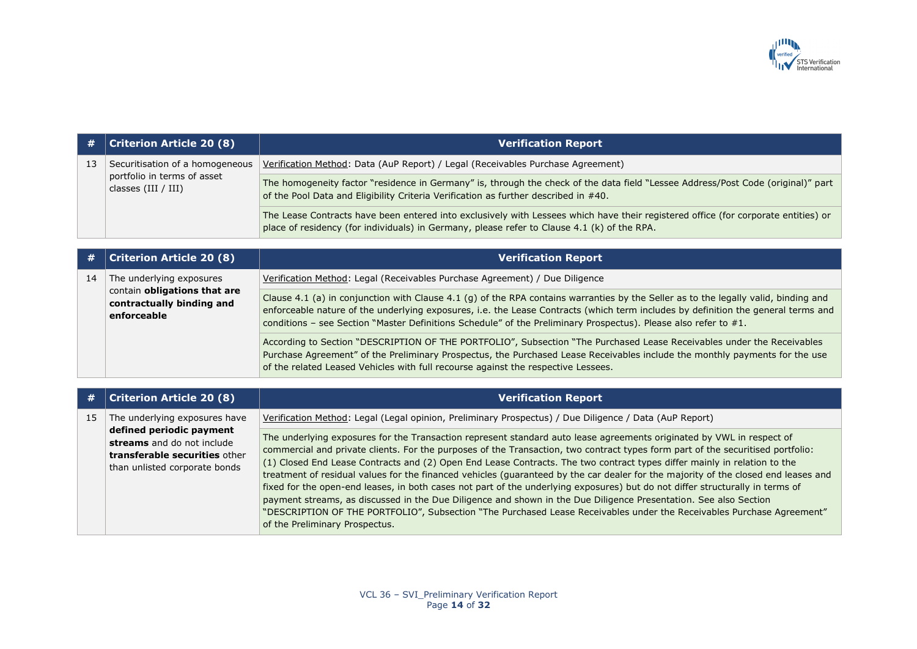| # | Criterion Article 20 (8) | Verification Report |
|---|---|---|
| 13 | Securitisation of a homogeneous portfolio in terms of asset classes (III / III) | Verification Method: Data (AuP Report) / Legal (Receivables Purchase Agreement) |
| | | The homogeneity factor "residence in Germany" is, through the check of the data field "Lessee Address/Post Code (original)" part of the Pool Data and Eligibility Criteria Verification as further described in #40. |
| | | The Lease Contracts have been entered into exclusively with Lessees which have their registered office (for corporate entities) or place of residency (for individuals) in Germany, please refer to Clause 4.1 (k) of the RPA. |

| # | Criterion Article 20 (8) | Verification Report |
|---|---|---|
| 14 | The underlying exposures contain **obligations that are contractually binding and enforceable** | Verification Method: Legal (Receivables Purchase Agreement) / Due Diligence |
| | | Clause 4.1 (a) in conjunction with Clause 4.1 (g) of the RPA contains warranties by the Seller as to the legally valid, binding and enforceable nature of the underlying exposures, i.e. the Lease Contracts (which term includes by definition the general terms and conditions – see Section "Master Definitions Schedule" of the Preliminary Prospectus). Please also refer to #1. |
| | | According to Section "DESCRIPTION OF THE PORTFOLIO", Subsection "The Purchased Lease Receivables under the Receivables Purchase Agreement" of the Preliminary Prospectus, the Purchased Lease Receivables include the monthly payments for the use of the related Leased Vehicles with full recourse against the respective Lessees. |

| # | Criterion Article 20 (8) | Verification Report |
|---|---|---|
| 15 | The underlying exposures have **defined periodic payment streams** and do not include **transferable securities** other than unlisted corporate bonds | Verification Method: Legal (Legal opinion, Preliminary Prospectus) / Due Diligence / Data (AuP Report) |
| | | The underlying exposures for the Transaction represent standard auto lease agreements originated by VWL in respect of commercial and private clients. For the purposes of the Transaction, two contract types form part of the securitised portfolio: (1) Closed End Lease Contracts and (2) Open End Lease Contracts. The two contract types differ mainly in relation to the treatment of residual values for the financed vehicles (guaranteed by the car dealer for the majority of the closed end leases and fixed for the open-end leases, in both cases not part of the underlying exposures) but do not differ structurally in terms of payment streams, as discussed in the Due Diligence and shown in the Due Diligence Presentation. See also Section "DESCRIPTION OF THE PORTFOLIO", Subsection "The Purchased Lease Receivables under the Receivables Purchase Agreement" of the Preliminary Prospectus. |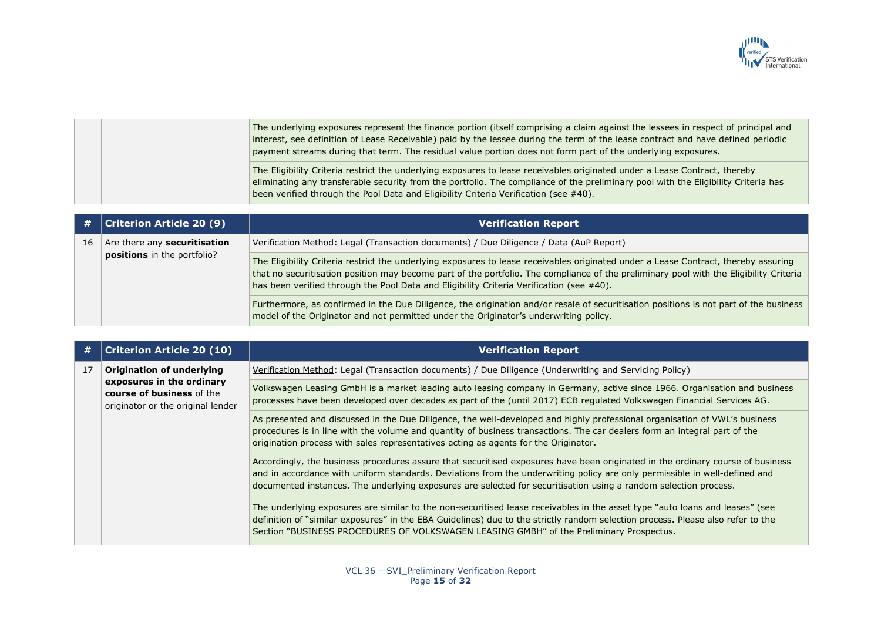| # | Criterion | Verification Report |
|---|---|---|
| | | The underlying exposures represent the finance portion (itself comprising a claim against the lessees in respect of principal and interest, see definition of Lease Receivable) paid by the lessee during the term of the lease contract and have defined periodic payment streams during that term. The residual value portion does not form part of the underlying exposures. |
| | | The Eligibility Criteria restrict the underlying exposures to lease receivables originated under a Lease Contract, thereby eliminating any transferable security from the portfolio. The compliance of the preliminary pool with the Eligibility Criteria has been verified through the Pool Data and Eligibility Criteria Verification (see #40). |

| # | Criterion Article 20 (9) | Verification Report |
|---|---|---|
| 16 | Are there any **securitisation positions** in the portfolio? | Verification Method: Legal (Transaction documents) / Due Diligence / Data (AuP Report) |
| | | The Eligibility Criteria restrict the underlying exposures to lease receivables originated under a Lease Contract, thereby assuring that no securitisation position may become part of the portfolio. The compliance of the preliminary pool with the Eligibility Criteria has been verified through the Pool Data and Eligibility Criteria Verification (see #40). |
| | | Furthermore, as confirmed in the Due Diligence, the origination and/or resale of securitisation positions is not part of the business model of the Originator and not permitted under the Originator's underwriting policy. |

| # | Criterion Article 20 (10) | Verification Report |
|---|---|---|
| 17 | **Origination of underlying exposures in the ordinary course of business** of the originator or the original lender | Verification Method: Legal (Transaction documents) / Due Diligence (Underwriting and Servicing Policy) |
| | | Volkswagen Leasing GmbH is a market leading auto leasing company in Germany, active since 1966. Organisation and business processes have been developed over decades as part of the (until 2017) ECB regulated Volkswagen Financial Services AG. |
| | | As presented and discussed in the Due Diligence, the well-developed and highly professional organisation of VWL's business procedures is in line with the volume and quantity of business transactions. The car dealers form an integral part of the origination process with sales representatives acting as agents for the Originator. |
| | | Accordingly, the business procedures assure that securitised exposures have been originated in the ordinary course of business and in accordance with uniform standards. Deviations from the underwriting policy are only permissible in well-defined and documented instances. The underlying exposures are selected for securitisation using a random selection process. |
| | | The underlying exposures are similar to the non-securitised lease receivables in the asset type "auto loans and leases" (see definition of "similar exposures" in the EBA Guidelines) due to the strictly random selection process. Please also refer to the Section "BUSINESS PROCEDURES OF VOLKSWAGEN LEASING GMBH" of the Preliminary Prospectus. |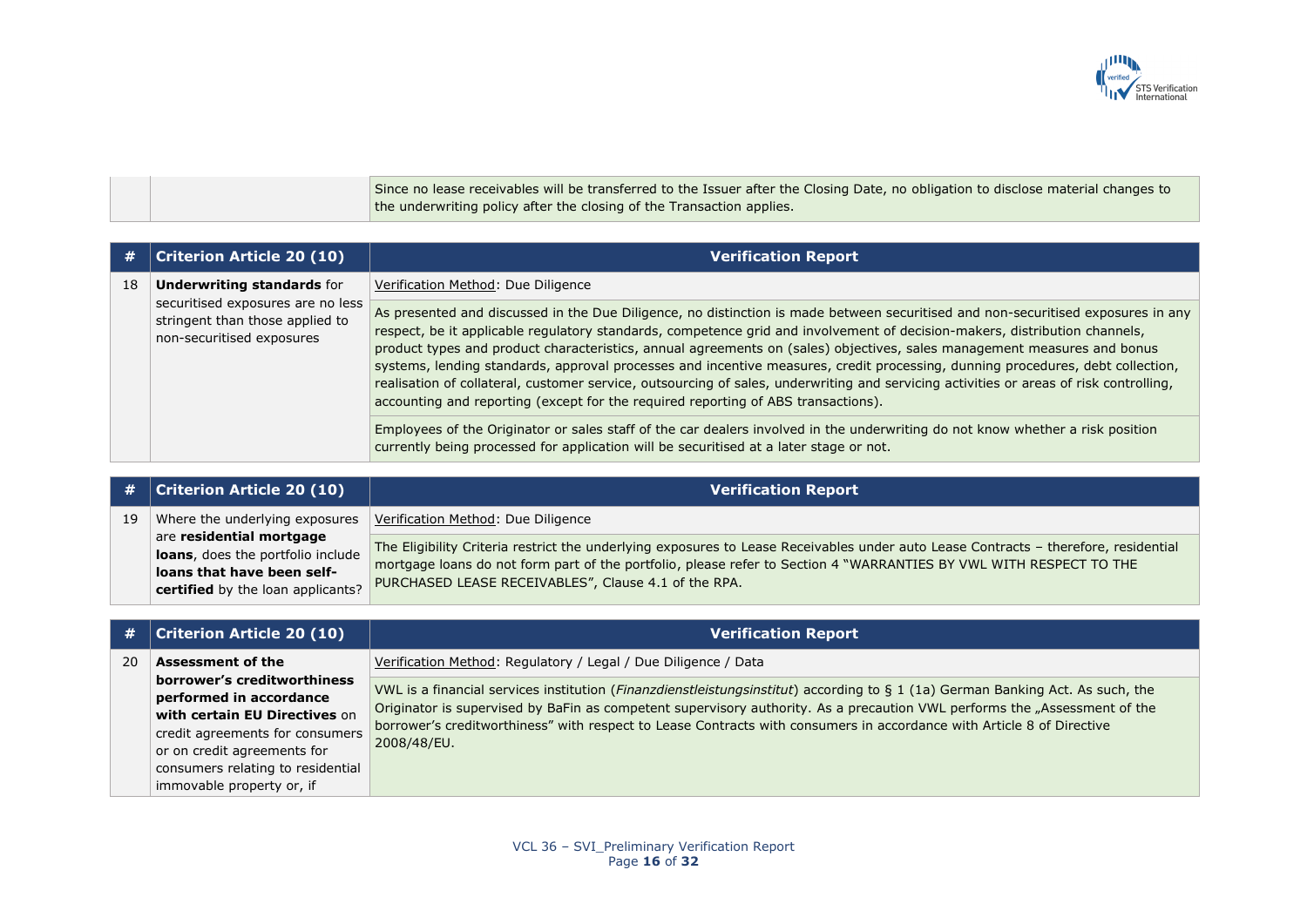| | | |
|---|---|---|
| | | Since no lease receivables will be transferred to the Issuer after the Closing Date, no obligation to disclose material changes to the underwriting policy after the closing of the Transaction applies. |

| # | Criterion Article 20 (10) | Verification Report |
|---|---|---|
| 18 | **Underwriting standards** for securitised exposures are no less stringent than those applied to non-securitised exposures | Verification Method: Due Diligence |
| | | As presented and discussed in the Due Diligence, no distinction is made between securitised and non-securitised exposures in any respect, be it applicable regulatory standards, competence grid and involvement of decision-makers, distribution channels, product types and product characteristics, annual agreements on (sales) objectives, sales management measures and bonus systems, lending standards, approval processes and incentive measures, credit processing, dunning procedures, debt collection, realisation of collateral, customer service, outsourcing of sales, underwriting and servicing activities or areas of risk controlling, accounting and reporting (except for the required reporting of ABS transactions). |
| | | Employees of the Originator or sales staff of the car dealers involved in the underwriting do not know whether a risk position currently being processed for application will be securitised at a later stage or not. |

| # | Criterion Article 20 (10) | Verification Report |
|---|---|---|
| 19 | Where the underlying exposures are **residential mortgage loans**, does the portfolio include **loans that have been self-certified** by the loan applicants? | Verification Method: Due Diligence |
| | | The Eligibility Criteria restrict the underlying exposures to Lease Receivables under auto Lease Contracts – therefore, residential mortgage loans do not form part of the portfolio, please refer to Section 4 "WARRANTIES BY VWL WITH RESPECT TO THE PURCHASED LEASE RECEIVABLES", Clause 4.1 of the RPA. |

| # | Criterion Article 20 (10) | Verification Report |
|---|---|---|
| 20 | **Assessment of the borrower's creditworthiness performed in accordance with certain EU Directives** on credit agreements for consumers or on credit agreements for consumers relating to residential immovable property or, if | Verification Method: Regulatory / Legal / Due Diligence / Data |
| | | VWL is a financial services institution (*Finanzdienstleistungsinstitut*) according to § 1 (1a) German Banking Act. As such, the Originator is supervised by BaFin as competent supervisory authority. As a precaution VWL performs the „Assessment of the borrower's creditworthiness" with respect to Lease Contracts with consumers in accordance with Article 8 of Directive 2008/48/EU. |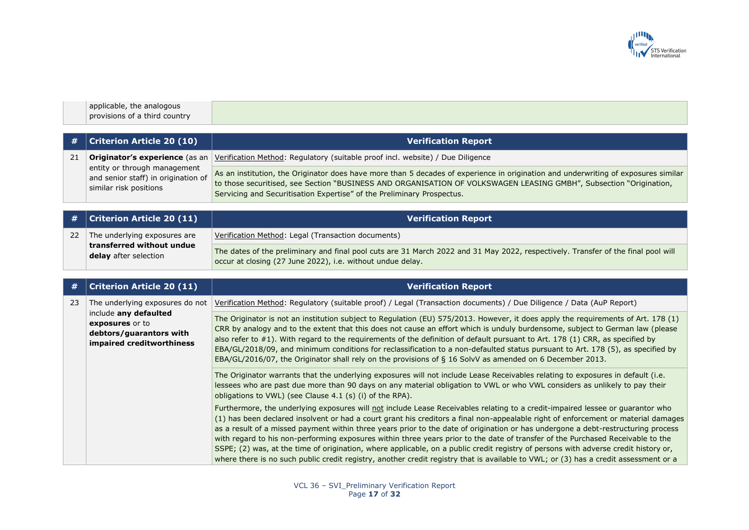| | applicable, the analogous provisions of a third country | |
|---|---|---|

| # | Criterion Article 20 (10) | Verification Report |
|---|---|---|
| 21 | **Originator's experience** (as an entity or through management and senior staff) in origination of similar risk positions | Verification Method: Regulatory (suitable proof incl. website) / Due Diligence |
| | | As an institution, the Originator does have more than 5 decades of experience in origination and underwriting of exposures similar to those securitised, see Section "BUSINESS AND ORGANISATION OF VOLKSWAGEN LEASING GMBH", Subsection "Origination, Servicing and Securitisation Expertise" of the Preliminary Prospectus. |

| # | Criterion Article 20 (11) | Verification Report |
|---|---|---|
| 22 | The underlying exposures are **transferred without undue delay** after selection | Verification Method: Legal (Transaction documents) |
| | | The dates of the preliminary and final pool cuts are 31 March 2022 and 31 May 2022, respectively. Transfer of the final pool will occur at closing (27 June 2022), i.e. without undue delay. |

| # | Criterion Article 20 (11) | Verification Report |
|---|---|---|
| 23 | The underlying exposures do not include **any defaulted exposures** or to **debtors/guarantors with impaired creditworthiness** | Verification Method: Regulatory (suitable proof) / Legal (Transaction documents) / Due Diligence / Data (AuP Report) |
| | | The Originator is not an institution subject to Regulation (EU) 575/2013. However, it does apply the requirements of Art. 178 (1) CRR by analogy and to the extent that this does not cause an effort which is unduly burdensome, subject to German law (please also refer to #1). With regard to the requirements of the definition of default pursuant to Art. 178 (1) CRR, as specified by EBA/GL/2018/09, and minimum conditions for reclassification to a non-defaulted status pursuant to Art. 178 (5), as specified by EBA/GL/2016/07, the Originator shall rely on the provisions of § 16 SolvV as amended on 6 December 2013. |
| | | The Originator warrants that the underlying exposures will not include Lease Receivables relating to exposures in default (i.e. lessees who are past due more than 90 days on any material obligation to VWL or who VWL considers as unlikely to pay their obligations to VWL) (see Clause 4.1 (s) (i) of the RPA).<br><br>Furthermore, the underlying exposures will not include Lease Receivables relating to a credit-impaired lessee or guarantor who (1) has been declared insolvent or had a court grant his creditors a final non-appealable right of enforcement or material damages as a result of a missed payment within three years prior to the date of origination or has undergone a debt-restructuring process with regard to his non-performing exposures within three years prior to the date of transfer of the Purchased Receivable to the SSPE; (2) was, at the time of origination, where applicable, on a public credit registry of persons with adverse credit history or, where there is no such public credit registry, another credit registry that is available to VWL; or (3) has a credit assessment or a |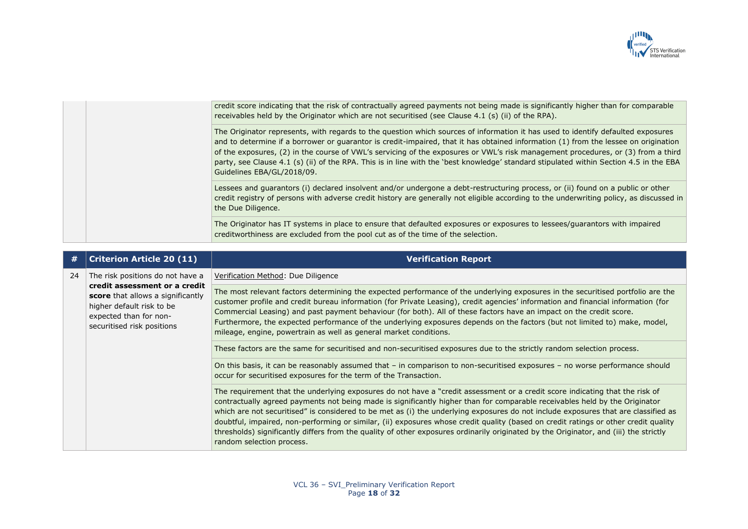| | | |
|---|---|---|
| | | credit score indicating that the risk of contractually agreed payments not being made is significantly higher than for comparable receivables held by the Originator which are not securitised (see Clause 4.1 (s) (ii) of the RPA). |
| | | The Originator represents, with regards to the question which sources of information it has used to identify defaulted exposures and to determine if a borrower or guarantor is credit-impaired, that it has obtained information (1) from the lessee on origination of the exposures, (2) in the course of VWL's servicing of the exposures or VWL's risk management procedures, or (3) from a third party, see Clause 4.1 (s) (ii) of the RPA. This is in line with the 'best knowledge' standard stipulated within Section 4.5 in the EBA Guidelines EBA/GL/2018/09. |
| | | Lessees and guarantors (i) declared insolvent and/or undergone a debt-restructuring process, or (ii) found on a public or other credit registry of persons with adverse credit history are generally not eligible according to the underwriting policy, as discussed in the Due Diligence. |
| | | The Originator has IT systems in place to ensure that defaulted exposures or exposures to lessees/guarantors with impaired creditworthiness are excluded from the pool cut as of the time of the selection. |

| # | Criterion Article 20 (11) | Verification Report |
|---|---|---|
| 24 | The risk positions do not have a **credit assessment or a credit score** that allows a significantly higher default risk to be expected than for non-securitised risk positions | Verification Method: Due Diligence |
| | | The most relevant factors determining the expected performance of the underlying exposures in the securitised portfolio are the customer profile and credit bureau information (for Private Leasing), credit agencies' information and financial information (for Commercial Leasing) and past payment behaviour (for both). All of these factors have an impact on the credit score. Furthermore, the expected performance of the underlying exposures depends on the factors (but not limited to) make, model, mileage, engine, powertrain as well as general market conditions. |
| | | These factors are the same for securitised and non-securitised exposures due to the strictly random selection process. |
| | | On this basis, it can be reasonably assumed that – in comparison to non-securitised exposures – no worse performance should occur for securitised exposures for the term of the Transaction. |
| | | The requirement that the underlying exposures do not have a "credit assessment or a credit score indicating that the risk of contractually agreed payments not being made is significantly higher than for comparable receivables held by the Originator which are not securitised" is considered to be met as (i) the underlying exposures do not include exposures that are classified as doubtful, impaired, non-performing or similar, (ii) exposures whose credit quality (based on credit ratings or other credit quality thresholds) significantly differs from the quality of other exposures ordinarily originated by the Originator, and (iii) the strictly random selection process. |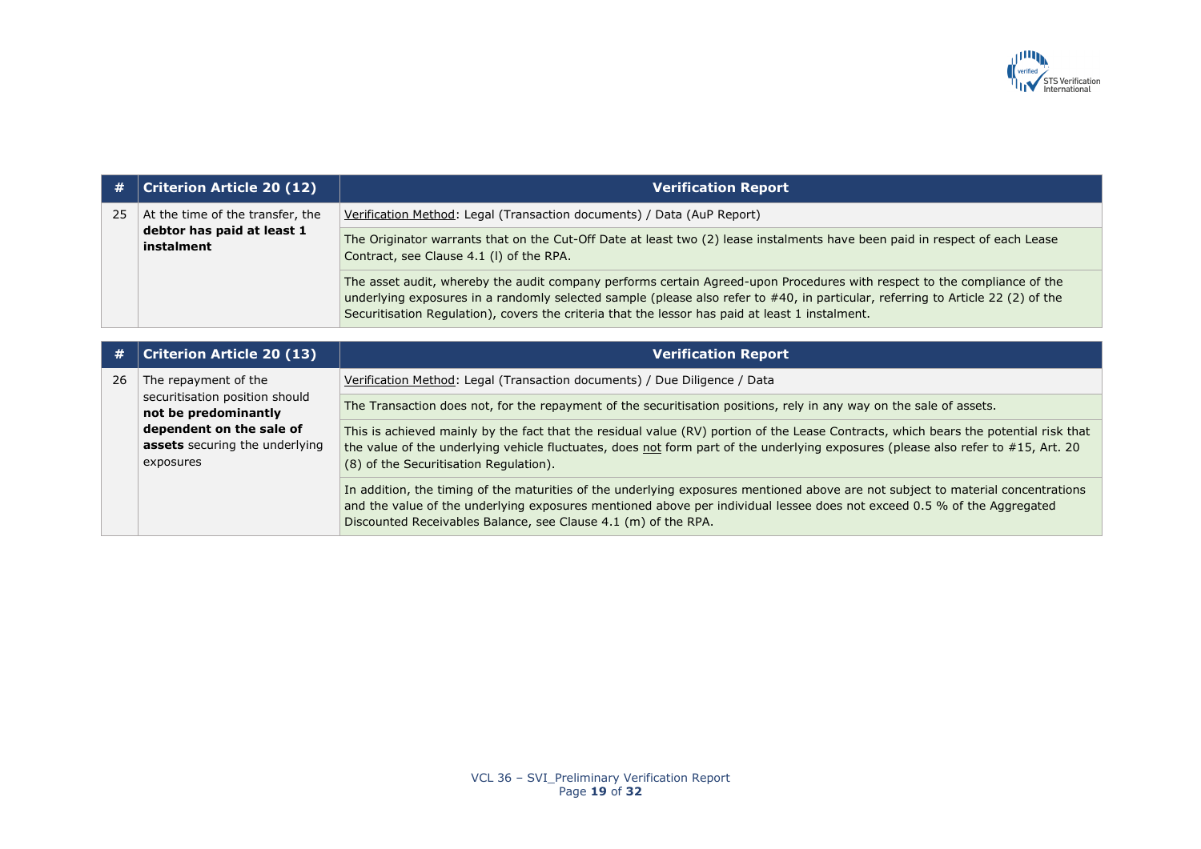| # | Criterion Article 20 (12) | Verification Report |
|---|---|---|
| 25 | At the time of the transfer, the **debtor has paid at least 1 instalment** | Verification Method: Legal (Transaction documents) / Data (AuP Report) |
| | | The Originator warrants that on the Cut-Off Date at least two (2) lease instalments have been paid in respect of each Lease Contract, see Clause 4.1 (l) of the RPA. |
| | | The asset audit, whereby the audit company performs certain Agreed-upon Procedures with respect to the compliance of the underlying exposures in a randomly selected sample (please also refer to #40, in particular, referring to Article 22 (2) of the Securitisation Regulation), covers the criteria that the lessor has paid at least 1 instalment. |

| # | Criterion Article 20 (13) | Verification Report |
|---|---|---|
| 26 | The repayment of the securitisation position should **not be predominantly dependent on the sale of assets** securing the underlying exposures | Verification Method: Legal (Transaction documents) / Due Diligence / Data |
| | | The Transaction does not, for the repayment of the securitisation positions, rely in any way on the sale of assets. |
| | | This is achieved mainly by the fact that the residual value (RV) portion of the Lease Contracts, which bears the potential risk that the value of the underlying vehicle fluctuates, does not form part of the underlying exposures (please also refer to #15, Art. 20 (8) of the Securitisation Regulation). |
| | | In addition, the timing of the maturities of the underlying exposures mentioned above are not subject to material concentrations and the value of the underlying exposures mentioned above per individual lessee does not exceed 0.5 % of the Aggregated Discounted Receivables Balance, see Clause 4.1 (m) of the RPA. |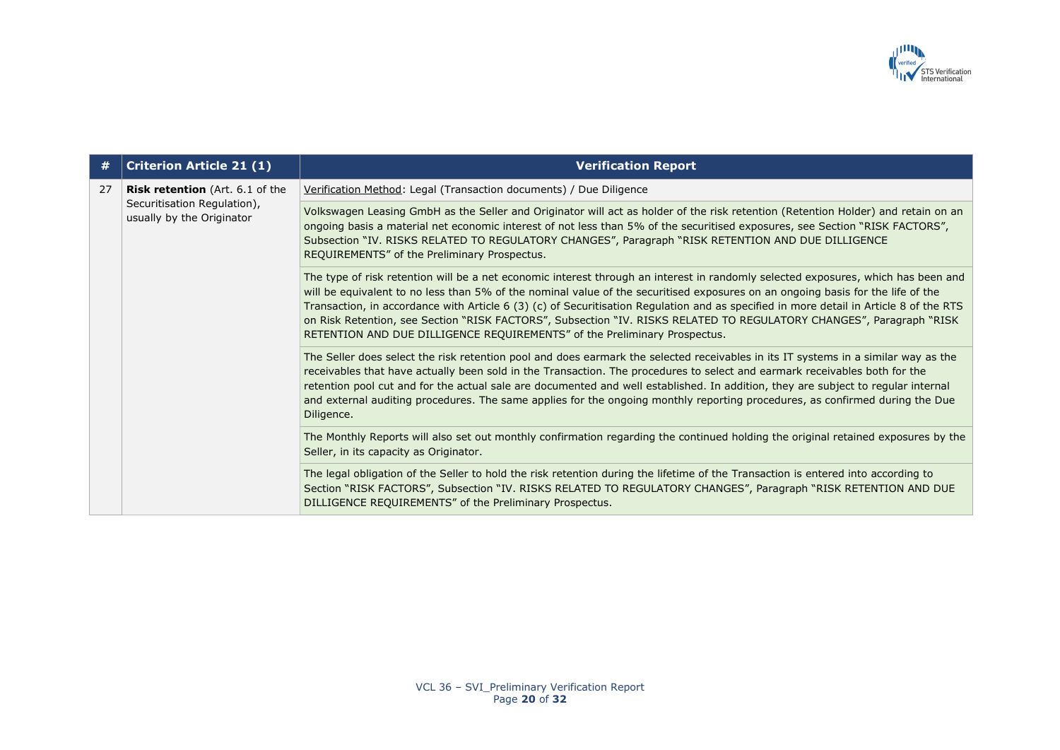| # | Criterion Article 21 (1) | Verification Report |
|---|---|---|
| 27 | **Risk retention** (Art. 6.1 of the Securitisation Regulation), usually by the Originator | Verification Method: Legal (Transaction documents) / Due Diligence |
| | | Volkswagen Leasing GmbH as the Seller and Originator will act as holder of the risk retention (Retention Holder) and retain on an ongoing basis a material net economic interest of not less than 5% of the securitised exposures, see Section "RISK FACTORS", Subsection "IV. RISKS RELATED TO REGULATORY CHANGES", Paragraph "RISK RETENTION AND DUE DILLIGENCE REQUIREMENTS" of the Preliminary Prospectus. |
| | | The type of risk retention will be a net economic interest through an interest in randomly selected exposures, which has been and will be equivalent to no less than 5% of the nominal value of the securitised exposures on an ongoing basis for the life of the Transaction, in accordance with Article 6 (3) (c) of Securitisation Regulation and as specified in more detail in Article 8 of the RTS on Risk Retention, see Section "RISK FACTORS", Subsection "IV. RISKS RELATED TO REGULATORY CHANGES", Paragraph "RISK RETENTION AND DUE DILLIGENCE REQUIREMENTS" of the Preliminary Prospectus. |
| | | The Seller does select the risk retention pool and does earmark the selected receivables in its IT systems in a similar way as the receivables that have actually been sold in the Transaction. The procedures to select and earmark receivables both for the retention pool cut and for the actual sale are documented and well established. In addition, they are subject to regular internal and external auditing procedures. The same applies for the ongoing monthly reporting procedures, as confirmed during the Due Diligence. |
| | | The Monthly Reports will also set out monthly confirmation regarding the continued holding the original retained exposures by the Seller, in its capacity as Originator. |
| | | The legal obligation of the Seller to hold the risk retention during the lifetime of the Transaction is entered into according to Section "RISK FACTORS", Subsection "IV. RISKS RELATED TO REGULATORY CHANGES", Paragraph "RISK RETENTION AND DUE DILLIGENCE REQUIREMENTS" of the Preliminary Prospectus. |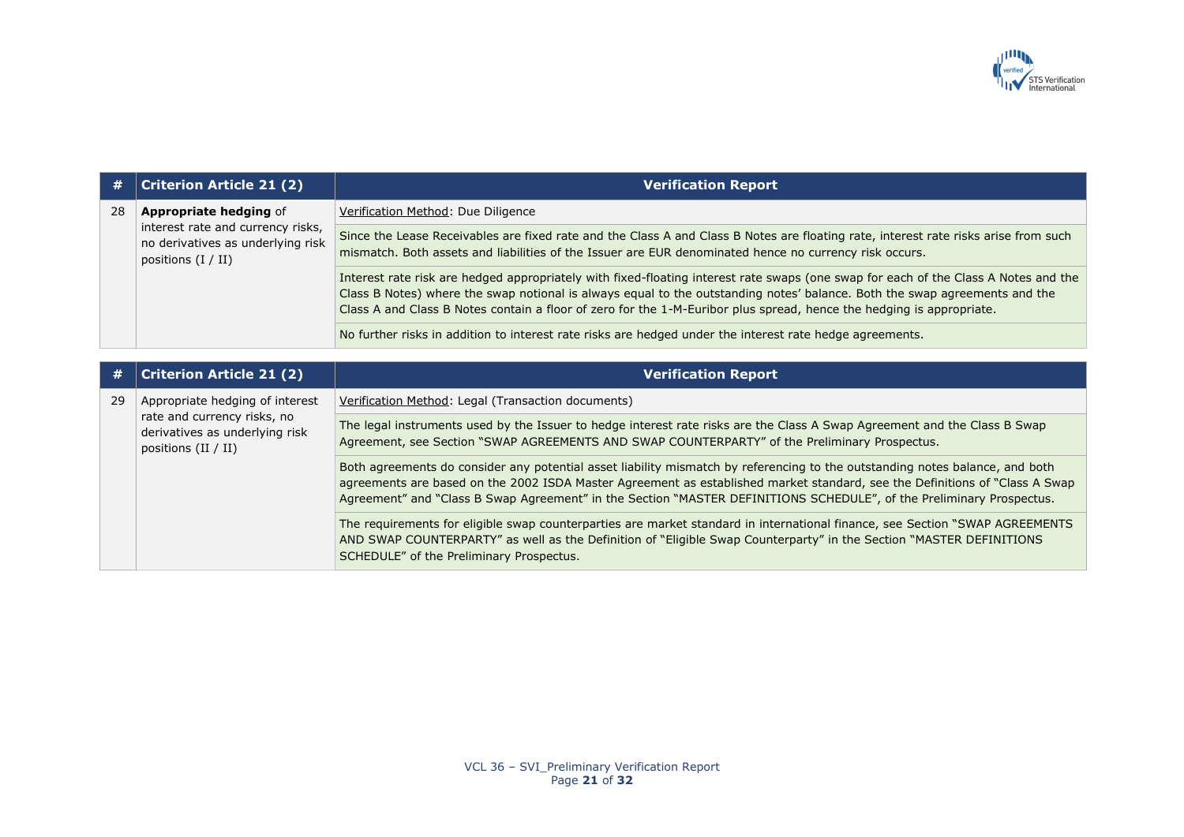| # | Criterion Article 21 (2) | Verification Report |
|---|---|---|
| 28 | **Appropriate hedging** of interest rate and currency risks, no derivatives as underlying risk positions (I / II) | Verification Method: Due Diligence |
| | | Since the Lease Receivables are fixed rate and the Class A and Class B Notes are floating rate, interest rate risks arise from such mismatch. Both assets and liabilities of the Issuer are EUR denominated hence no currency risk occurs. |
| | | Interest rate risk are hedged appropriately with fixed-floating interest rate swaps (one swap for each of the Class A Notes and the Class B Notes) where the swap notional is always equal to the outstanding notes' balance. Both the swap agreements and the Class A and Class B Notes contain a floor of zero for the 1-M-Euribor plus spread, hence the hedging is appropriate. |
| | | No further risks in addition to interest rate risks are hedged under the interest rate hedge agreements. |

| # | Criterion Article 21 (2) | Verification Report |
|---|---|---|
| 29 | Appropriate hedging of interest rate and currency risks, no derivatives as underlying risk positions (II / II) | Verification Method: Legal (Transaction documents) |
| | | The legal instruments used by the Issuer to hedge interest rate risks are the Class A Swap Agreement and the Class B Swap Agreement, see Section "SWAP AGREEMENTS AND SWAP COUNTERPARTY" of the Preliminary Prospectus. |
| | | Both agreements do consider any potential asset liability mismatch by referencing to the outstanding notes balance, and both agreements are based on the 2002 ISDA Master Agreement as established market standard, see the Definitions of "Class A Swap Agreement" and "Class B Swap Agreement" in the Section "MASTER DEFINITIONS SCHEDULE", of the Preliminary Prospectus. |
| | | The requirements for eligible swap counterparties are market standard in international finance, see Section "SWAP AGREEMENTS AND SWAP COUNTERPARTY" as well as the Definition of "Eligible Swap Counterparty" in the Section "MASTER DEFINITIONS SCHEDULE" of the Preliminary Prospectus. |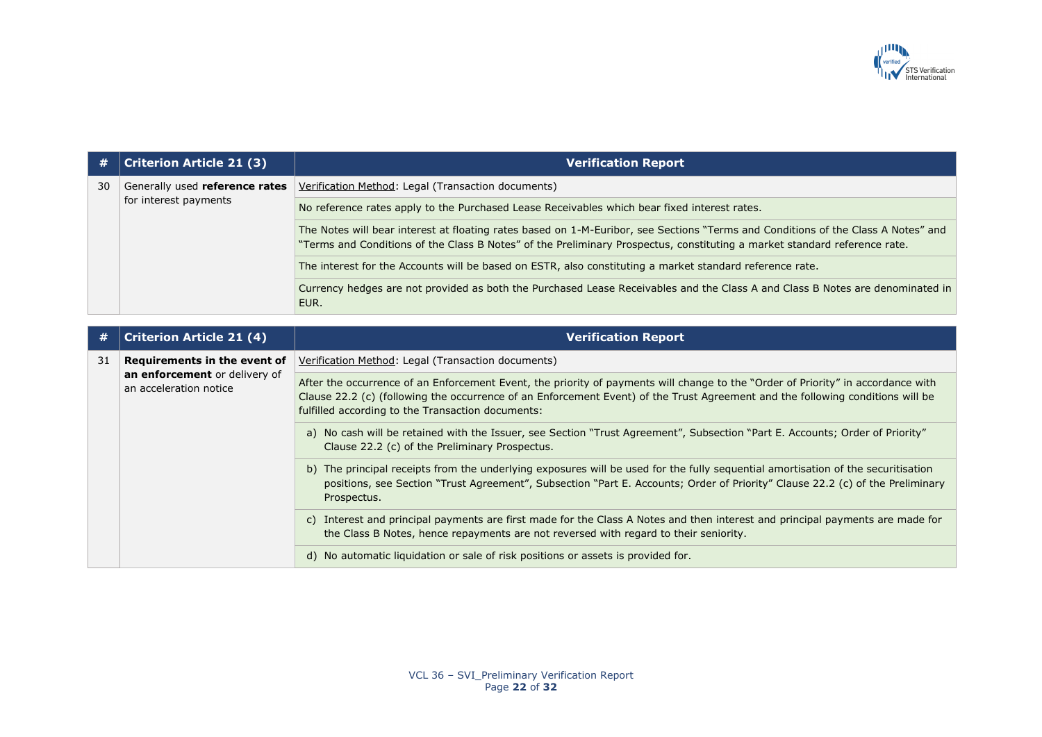| # | Criterion Article 21 (3) | Verification Report |
|---|---|---|
| 30 | Generally used **reference rates** for interest payments | Verification Method: Legal (Transaction documents) |
| | | No reference rates apply to the Purchased Lease Receivables which bear fixed interest rates. |
| | | The Notes will bear interest at floating rates based on 1-M-Euribor, see Sections "Terms and Conditions of the Class A Notes" and "Terms and Conditions of the Class B Notes" of the Preliminary Prospectus, constituting a market standard reference rate. |
| | | The interest for the Accounts will be based on ESTR, also constituting a market standard reference rate. |
| | | Currency hedges are not provided as both the Purchased Lease Receivables and the Class A and Class B Notes are denominated in EUR. |

| # | Criterion Article 21 (4) | Verification Report |
|---|---|---|
| 31 | **Requirements in the event of an enforcement** or delivery of an acceleration notice | Verification Method: Legal (Transaction documents) |
| | | After the occurrence of an Enforcement Event, the priority of payments will change to the "Order of Priority" in accordance with Clause 22.2 (c) (following the occurrence of an Enforcement Event) of the Trust Agreement and the following conditions will be fulfilled according to the Transaction documents: |
| | | a) No cash will be retained with the Issuer, see Section "Trust Agreement", Subsection "Part E. Accounts; Order of Priority" Clause 22.2 (c) of the Preliminary Prospectus. |
| | | b) The principal receipts from the underlying exposures will be used for the fully sequential amortisation of the securitisation positions, see Section "Trust Agreement", Subsection "Part E. Accounts; Order of Priority" Clause 22.2 (c) of the Preliminary Prospectus. |
| | | c) Interest and principal payments are first made for the Class A Notes and then interest and principal payments are made for the Class B Notes, hence repayments are not reversed with regard to their seniority. |
| | | d) No automatic liquidation or sale of risk positions or assets is provided for. |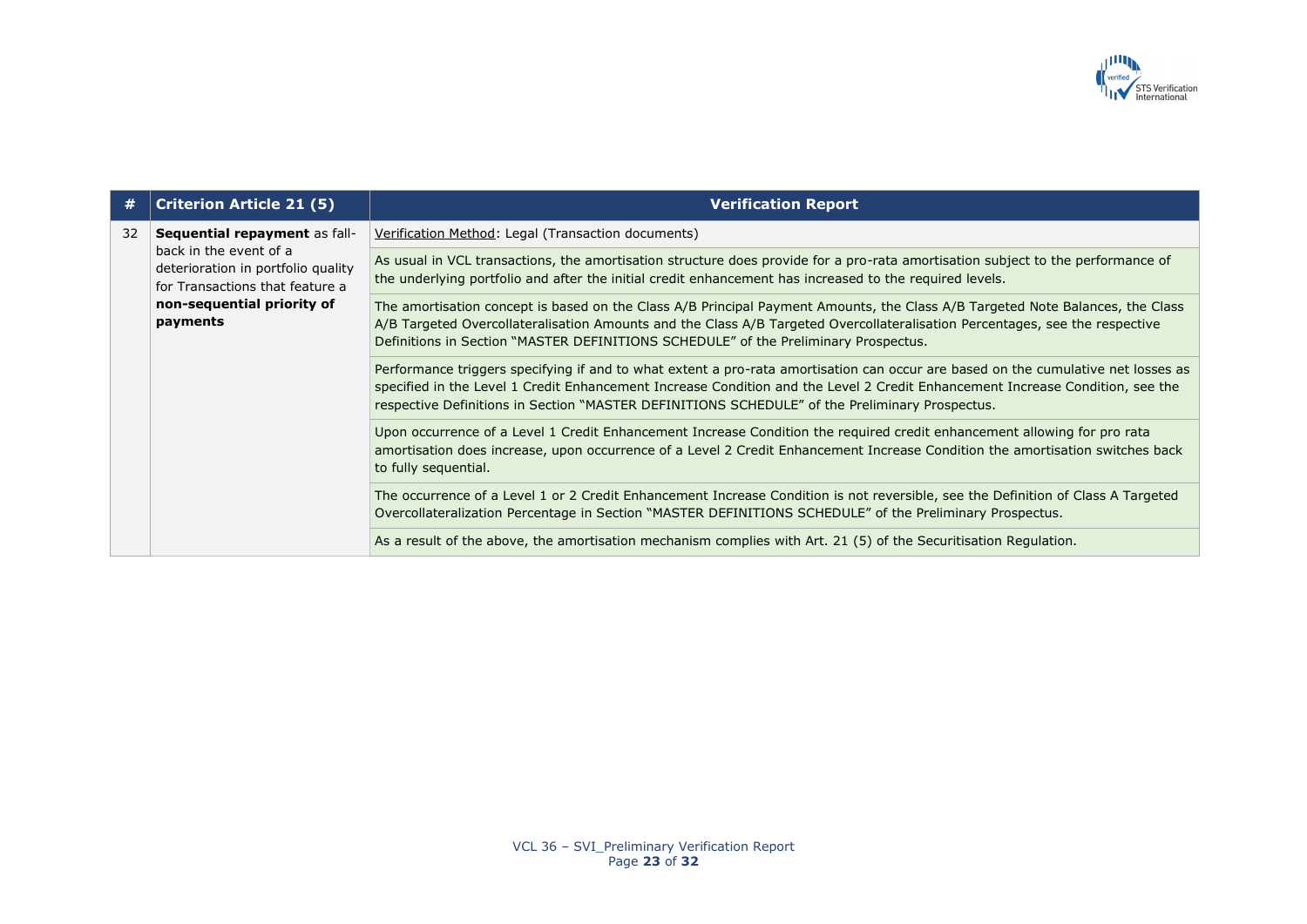| # | Criterion Article 21 (5) | Verification Report |
|---|---|---|
| 32 | **Sequential repayment** as fall-back in the event of a deterioration in portfolio quality for Transactions that feature a **non-sequential priority of payments** | Verification Method: Legal (Transaction documents) |
| | | As usual in VCL transactions, the amortisation structure does provide for a pro-rata amortisation subject to the performance of the underlying portfolio and after the initial credit enhancement has increased to the required levels. |
| | | The amortisation concept is based on the Class A/B Principal Payment Amounts, the Class A/B Targeted Note Balances, the Class A/B Targeted Overcollateralisation Amounts and the Class A/B Targeted Overcollateralisation Percentages, see the respective Definitions in Section "MASTER DEFINITIONS SCHEDULE" of the Preliminary Prospectus. |
| | | Performance triggers specifying if and to what extent a pro-rata amortisation can occur are based on the cumulative net losses as specified in the Level 1 Credit Enhancement Increase Condition and the Level 2 Credit Enhancement Increase Condition, see the respective Definitions in Section "MASTER DEFINITIONS SCHEDULE" of the Preliminary Prospectus. |
| | | Upon occurrence of a Level 1 Credit Enhancement Increase Condition the required credit enhancement allowing for pro rata amortisation does increase, upon occurrence of a Level 2 Credit Enhancement Increase Condition the amortisation switches back to fully sequential. |
| | | The occurrence of a Level 1 or 2 Credit Enhancement Increase Condition is not reversible, see the Definition of Class A Targeted Overcollateralization Percentage in Section "MASTER DEFINITIONS SCHEDULE" of the Preliminary Prospectus. |
| | | As a result of the above, the amortisation mechanism complies with Art. 21 (5) of the Securitisation Regulation. |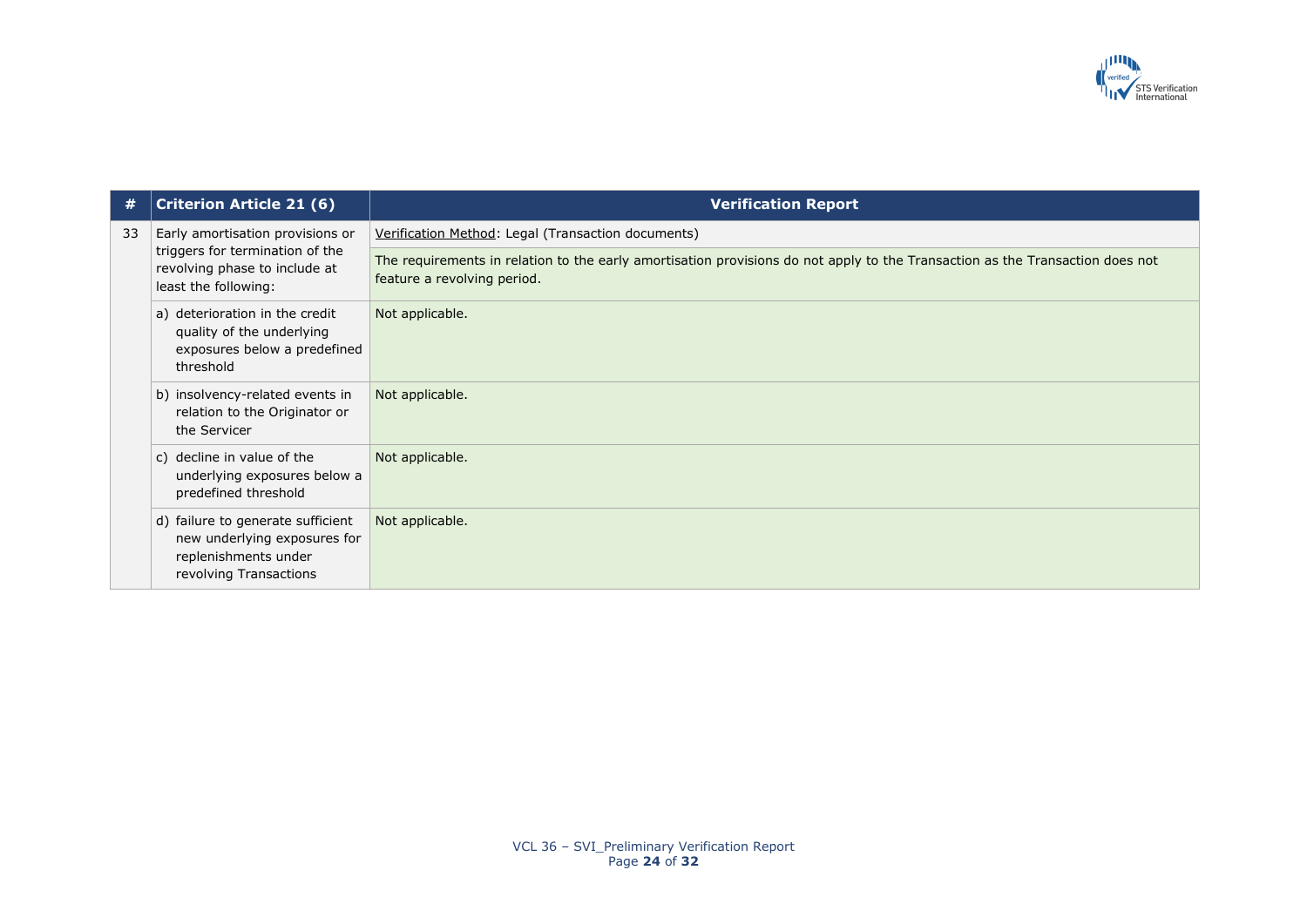| # | Criterion Article 21 (6) | Verification Report |
|---|---|---|
| 33 | Early amortisation provisions or triggers for termination of the revolving phase to include at least the following: | Verification Method: Legal (Transaction documents)<br><br>The requirements in relation to the early amortisation provisions do not apply to the Transaction as the Transaction does not feature a revolving period. |
| | a) deterioration in the credit quality of the underlying exposures below a predefined threshold | Not applicable. |
| | b) insolvency-related events in relation to the Originator or the Servicer | Not applicable. |
| | c) decline in value of the underlying exposures below a predefined threshold | Not applicable. |
| | d) failure to generate sufficient new underlying exposures for replenishments under revolving Transactions | Not applicable. |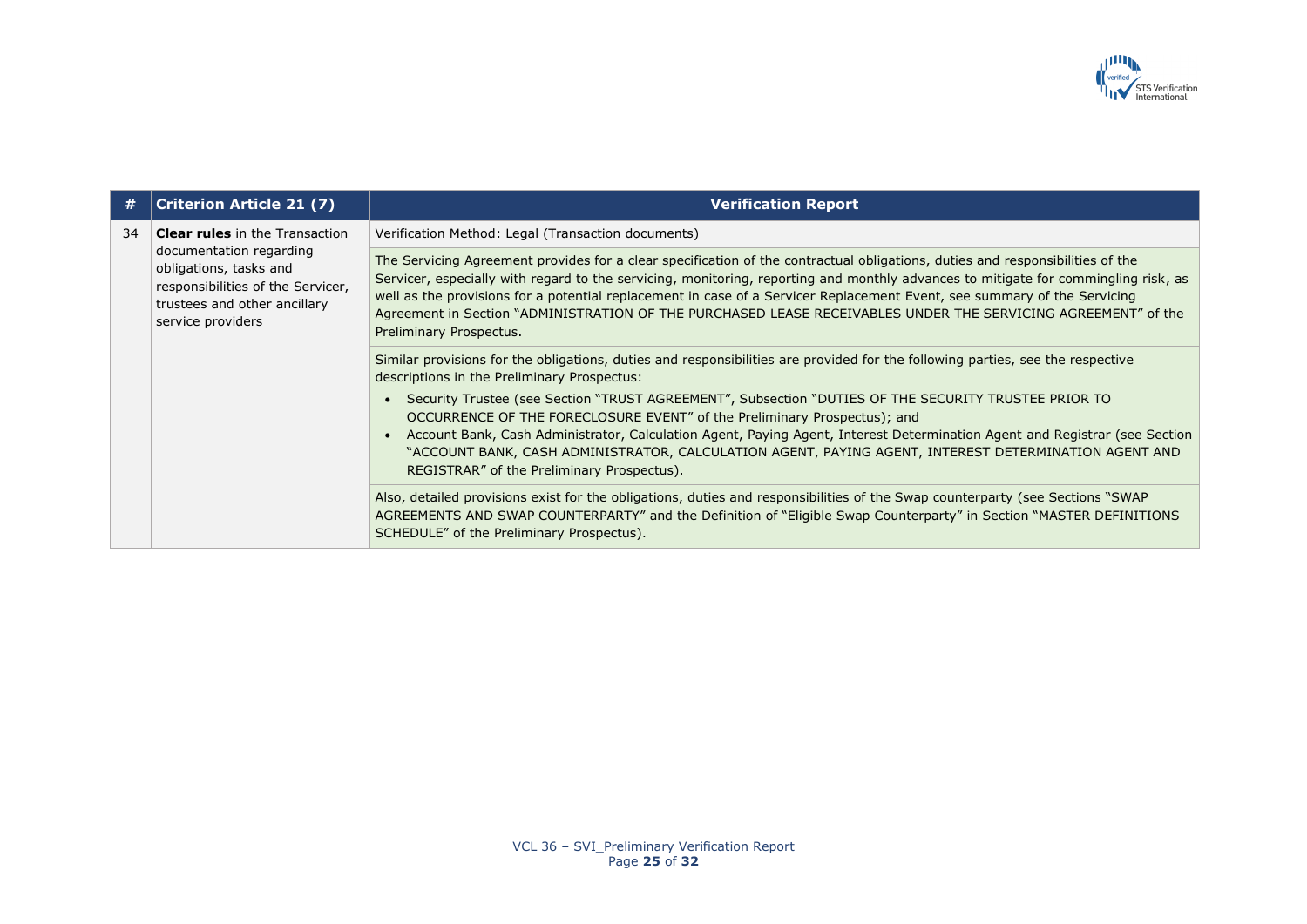| # | Criterion Article 21 (7) | Verification Report |
|---|---|---|
| 34 | **Clear rules** in the Transaction documentation regarding obligations, tasks and responsibilities of the Servicer, trustees and other ancillary service providers | Verification Method: Legal (Transaction documents) |
| | | The Servicing Agreement provides for a clear specification of the contractual obligations, duties and responsibilities of the Servicer, especially with regard to the servicing, monitoring, reporting and monthly advances to mitigate for commingling risk, as well as the provisions for a potential replacement in case of a Servicer Replacement Event, see summary of the Servicing Agreement in Section "ADMINISTRATION OF THE PURCHASED LEASE RECEIVABLES UNDER THE SERVICING AGREEMENT" of the Preliminary Prospectus. |
| | | Similar provisions for the obligations, duties and responsibilities are provided for the following parties, see the respective descriptions in the Preliminary Prospectus:<br>• Security Trustee (see Section "TRUST AGREEMENT", Subsection "DUTIES OF THE SECURITY TRUSTEE PRIOR TO OCCURRENCE OF THE FORECLOSURE EVENT" of the Preliminary Prospectus); and<br>• Account Bank, Cash Administrator, Calculation Agent, Paying Agent, Interest Determination Agent and Registrar (see Section "ACCOUNT BANK, CASH ADMINISTRATOR, CALCULATION AGENT, PAYING AGENT, INTEREST DETERMINATION AGENT AND REGISTRAR" of the Preliminary Prospectus). |
| | | Also, detailed provisions exist for the obligations, duties and responsibilities of the Swap counterparty (see Sections "SWAP AGREEMENTS AND SWAP COUNTERPARTY" and the Definition of "Eligible Swap Counterparty" in Section "MASTER DEFINITIONS SCHEDULE" of the Preliminary Prospectus). |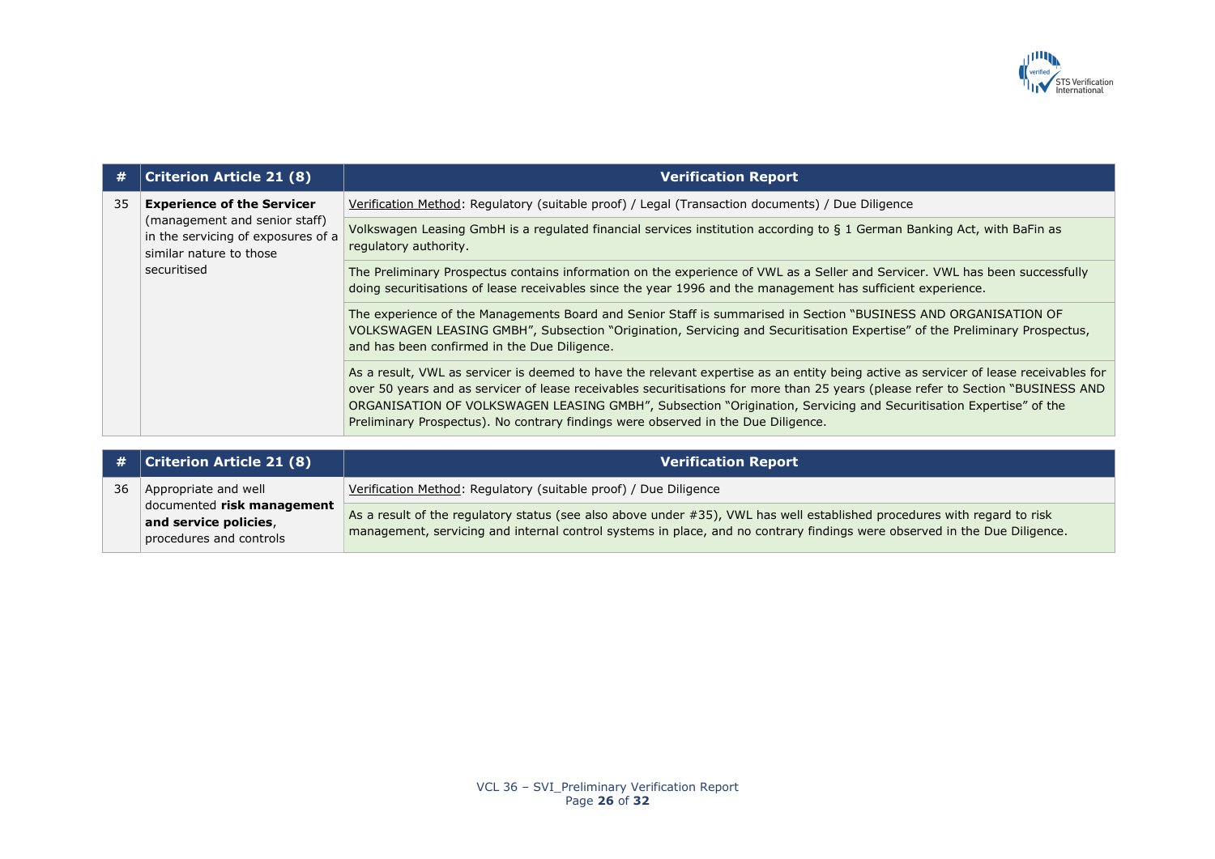| # | Criterion Article 21 (8) | Verification Report |
|---|---|---|
| 35 | **Experience of the Servicer** (management and senior staff) in the servicing of exposures of a similar nature to those securitised | Verification Method: Regulatory (suitable proof) / Legal (Transaction documents) / Due Diligence |
| | | Volkswagen Leasing GmbH is a regulated financial services institution according to § 1 German Banking Act, with BaFin as regulatory authority. |
| | | The Preliminary Prospectus contains information on the experience of VWL as a Seller and Servicer. VWL has been successfully doing securitisations of lease receivables since the year 1996 and the management has sufficient experience. |
| | | The experience of the Managements Board and Senior Staff is summarised in Section "BUSINESS AND ORGANISATION OF VOLKSWAGEN LEASING GMBH", Subsection "Origination, Servicing and Securitisation Expertise" of the Preliminary Prospectus, and has been confirmed in the Due Diligence. |
| | | As a result, VWL as servicer is deemed to have the relevant expertise as an entity being active as servicer of lease receivables for over 50 years and as servicer of lease receivables securitisations for more than 25 years (please refer to Section "BUSINESS AND ORGANISATION OF VOLKSWAGEN LEASING GMBH", Subsection "Origination, Servicing and Securitisation Expertise" of the Preliminary Prospectus). No contrary findings were observed in the Due Diligence. |

| # | Criterion Article 21 (8) | Verification Report |
|---|---|---|
| 36 | Appropriate and well documented **risk management and service policies**, procedures and controls | Verification Method: Regulatory (suitable proof) / Due Diligence |
| | | As a result of the regulatory status (see also above under #35), VWL has well established procedures with regard to risk management, servicing and internal control systems in place, and no contrary findings were observed in the Due Diligence. |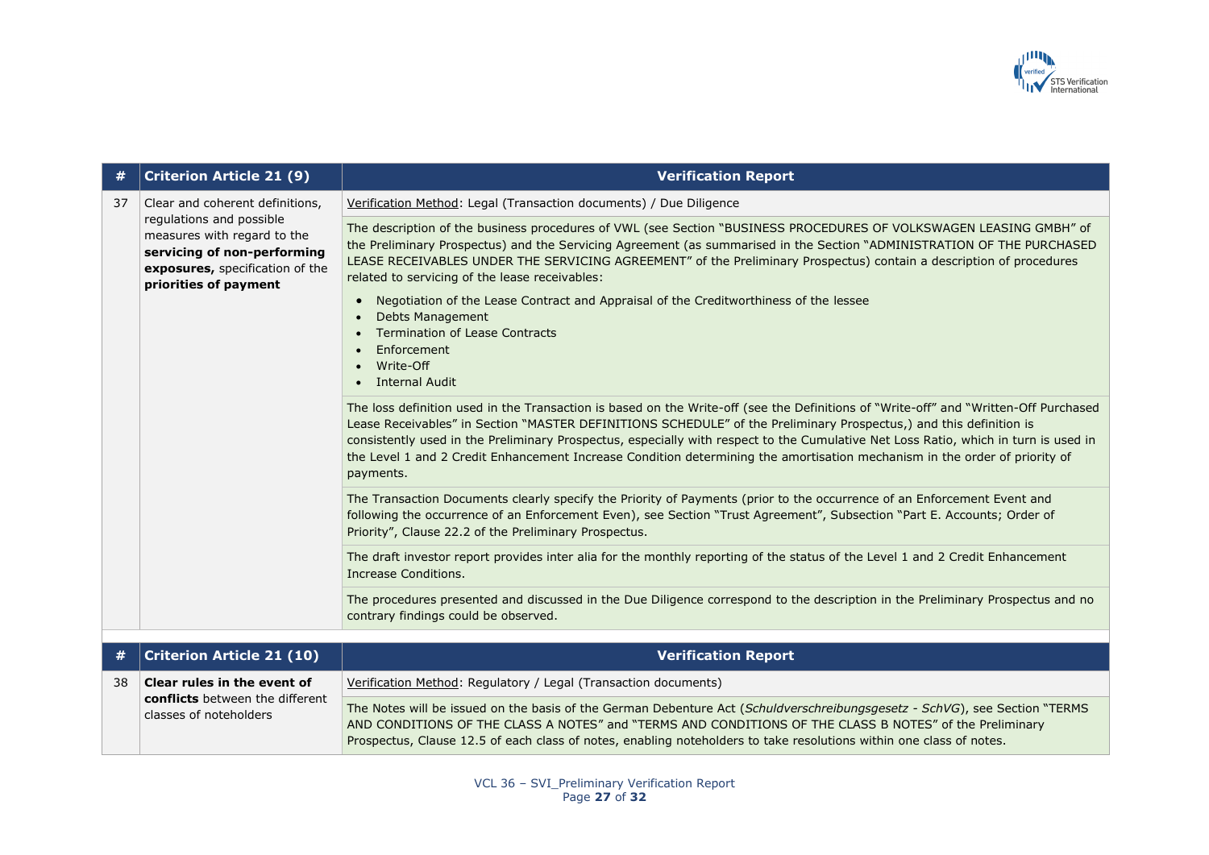| # | Criterion Article 21 (9) | Verification Report |
|---|---|---|
| 37 | Clear and coherent definitions, regulations and possible measures with regard to the **servicing of non-performing exposures,** specification of the **priorities of payment** | Verification Method: Legal (Transaction documents) / Due Diligence |
| | | The description of the business procedures of VWL (see Section "BUSINESS PROCEDURES OF VOLKSWAGEN LEASING GMBH" of the Preliminary Prospectus) and the Servicing Agreement (as summarised in the Section "ADMINISTRATION OF THE PURCHASED LEASE RECEIVABLES UNDER THE SERVICING AGREEMENT" of the Preliminary Prospectus) contain a description of procedures related to servicing of the lease receivables:<br>• Negotiation of the Lease Contract and Appraisal of the Creditworthiness of the lessee<br>• Debts Management<br>• Termination of Lease Contracts<br>• Enforcement<br>• Write-Off<br>• Internal Audit |
| | | The loss definition used in the Transaction is based on the Write-off (see the Definitions of "Write-off" and "Written-Off Purchased Lease Receivables" in Section "MASTER DEFINITIONS SCHEDULE" of the Preliminary Prospectus,) and this definition is consistently used in the Preliminary Prospectus, especially with respect to the Cumulative Net Loss Ratio, which in turn is used in the Level 1 and 2 Credit Enhancement Increase Condition determining the amortisation mechanism in the order of priority of payments. |
| | | The Transaction Documents clearly specify the Priority of Payments (prior to the occurrence of an Enforcement Event and following the occurrence of an Enforcement Even), see Section "Trust Agreement", Subsection "Part E. Accounts; Order of Priority", Clause 22.2 of the Preliminary Prospectus. |
| | | The draft investor report provides inter alia for the monthly reporting of the status of the Level 1 and 2 Credit Enhancement Increase Conditions. |
| | | The procedures presented and discussed in the Due Diligence correspond to the description in the Preliminary Prospectus and no contrary findings could be observed. |

| # | Criterion Article 21 (10) | Verification Report |
|---|---|---|
| 38 | **Clear rules in the event of conflicts** between the different classes of noteholders | Verification Method: Regulatory / Legal (Transaction documents) |
| | | The Notes will be issued on the basis of the German Debenture Act (*Schuldverschreibungsgesetz - SchVG*), see Section "TERMS AND CONDITIONS OF THE CLASS A NOTES" and "TERMS AND CONDITIONS OF THE CLASS B NOTES" of the Preliminary Prospectus, Clause 12.5 of each class of notes, enabling noteholders to take resolutions within one class of notes. |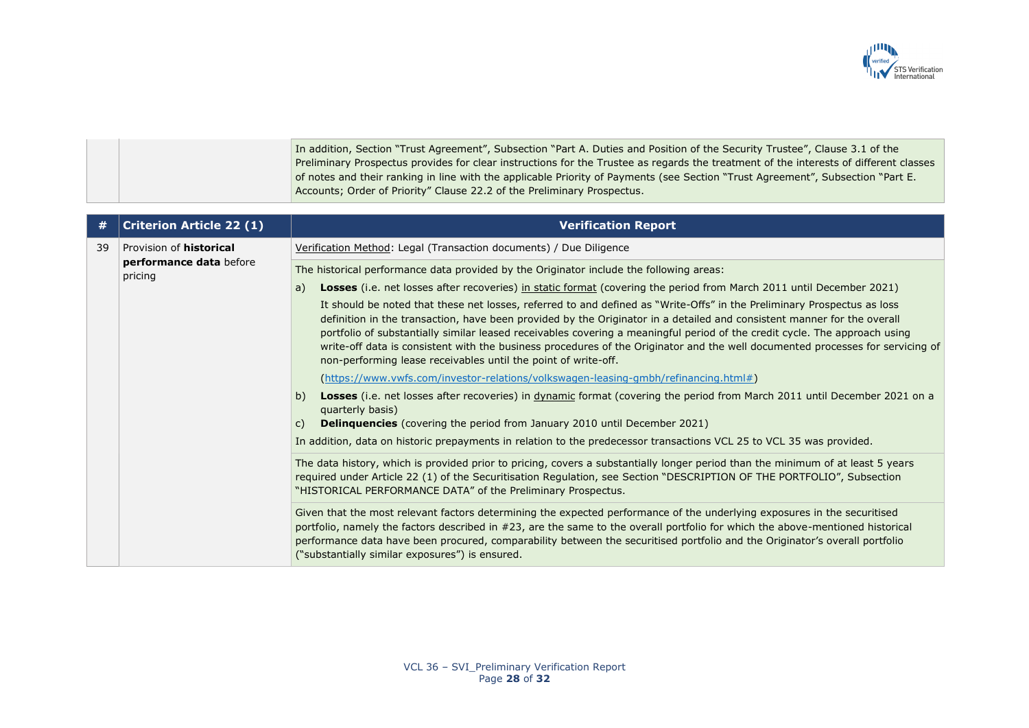| | | |
|---|---|---|
| | | In addition, Section "Trust Agreement", Subsection "Part A. Duties and Position of the Security Trustee", Clause 3.1 of the Preliminary Prospectus provides for clear instructions for the Trustee as regards the treatment of the interests of different classes of notes and their ranking in line with the applicable Priority of Payments (see Section "Trust Agreement", Subsection "Part E. Accounts; Order of Priority" Clause 22.2 of the Preliminary Prospectus. |

| # | Criterion Article 22 (1) | Verification Report |
|---|---|---|
| 39 | Provision of **historical performance data** before pricing | Verification Method: Legal (Transaction documents) / Due Diligence |
| | | The historical performance data provided by the Originator include the following areas:<br>a) **Losses** (i.e. net losses after recoveries) in static format (covering the period from March 2011 until December 2021)<br>It should be noted that these net losses, referred to and defined as "Write-Offs" in the Preliminary Prospectus as loss definition in the transaction, have been provided by the Originator in a detailed and consistent manner for the overall portfolio of substantially similar leased receivables covering a meaningful period of the credit cycle. The approach using write-off data is consistent with the business procedures of the Originator and the well documented processes for servicing of non-performing lease receivables until the point of write-off.<br>(https://www.vwfs.com/investor-relations/volkswagen-leasing-gmbh/refinancing.html#)<br>b) **Losses** (i.e. net losses after recoveries) in dynamic format (covering the period from March 2011 until December 2021 on a quarterly basis)<br>c) **Delinquencies** (covering the period from January 2010 until December 2021)<br>In addition, data on historic prepayments in relation to the predecessor transactions VCL 25 to VCL 35 was provided. |
| | | The data history, which is provided prior to pricing, covers a substantially longer period than the minimum of at least 5 years required under Article 22 (1) of the Securitisation Regulation, see Section "DESCRIPTION OF THE PORTFOLIO", Subsection "HISTORICAL PERFORMANCE DATA" of the Preliminary Prospectus. |
| | | Given that the most relevant factors determining the expected performance of the underlying exposures in the securitised portfolio, namely the factors described in #23, are the same to the overall portfolio for which the above-mentioned historical performance data have been procured, comparability between the securitised portfolio and the Originator's overall portfolio ("substantially similar exposures") is ensured. |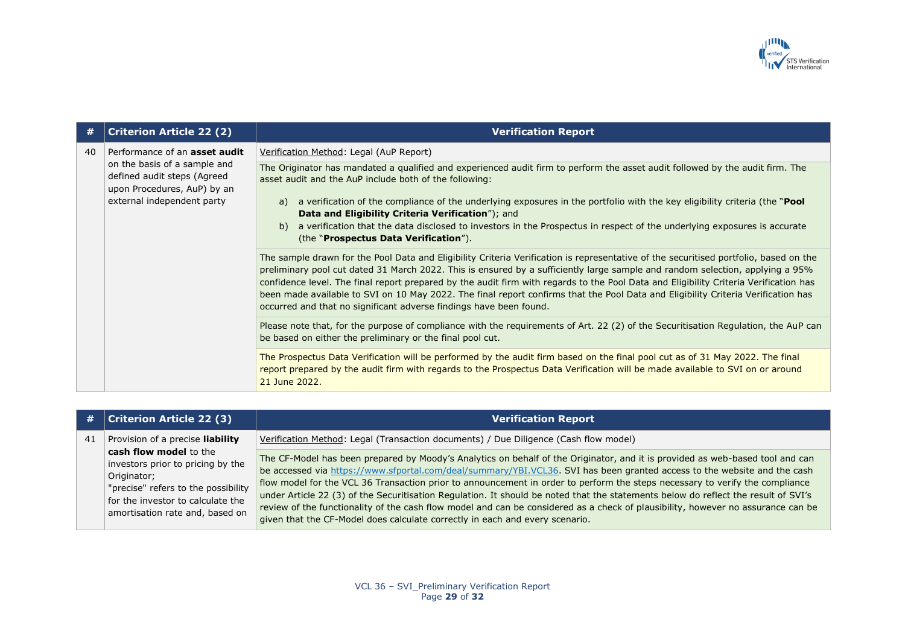| # | Criterion Article 22 (2) | Verification Report |
|---|---|---|
| 40 | Performance of an **asset audit** on the basis of a sample and defined audit steps (Agreed upon Procedures, AuP) by an external independent party | Verification Method: Legal (AuP Report) |
| | | The Originator has mandated a qualified and experienced audit firm to perform the asset audit followed by the audit firm. The asset audit and the AuP include both of the following:<br><br>a) a verification of the compliance of the underlying exposures in the portfolio with the key eligibility criteria (the "**Pool Data and Eligibility Criteria Verification**"); and<br>b) a verification that the data disclosed to investors in the Prospectus in respect of the underlying exposures is accurate (the "**Prospectus Data Verification**"). |
| | | The sample drawn for the Pool Data and Eligibility Criteria Verification is representative of the securitised portfolio, based on the preliminary pool cut dated 31 March 2022. This is ensured by a sufficiently large sample and random selection, applying a 95% confidence level. The final report prepared by the audit firm with regards to the Pool Data and Eligibility Criteria Verification has been made available to SVI on 10 May 2022. The final report confirms that the Pool Data and Eligibility Criteria Verification has occurred and that no significant adverse findings have been found. |
| | | Please note that, for the purpose of compliance with the requirements of Art. 22 (2) of the Securitisation Regulation, the AuP can be based on either the preliminary or the final pool cut. |
| | | The Prospectus Data Verification will be performed by the audit firm based on the final pool cut as of 31 May 2022. The final report prepared by the audit firm with regards to the Prospectus Data Verification will be made available to SVI on or around 21 June 2022. |

| # | Criterion Article 22 (3) | Verification Report |
|---|---|---|
| 41 | Provision of a precise **liability cash flow model** to the investors prior to pricing by the Originator;<br>"precise" refers to the possibility for the investor to calculate the amortisation rate and, based on | Verification Method: Legal (Transaction documents) / Due Diligence (Cash flow model) |
| | | The CF-Model has been prepared by Moody's Analytics on behalf of the Originator, and it is provided as web-based tool and can be accessed via https://www.sfportal.com/deal/summary/YBI.VCL36. SVI has been granted access to the website and the cash flow model for the VCL 36 Transaction prior to announcement in order to perform the steps necessary to verify the compliance under Article 22 (3) of the Securitisation Regulation. It should be noted that the statements below do reflect the result of SVI's review of the functionality of the cash flow model and can be considered as a check of plausibility, however no assurance can be given that the CF-Model does calculate correctly in each and every scenario. |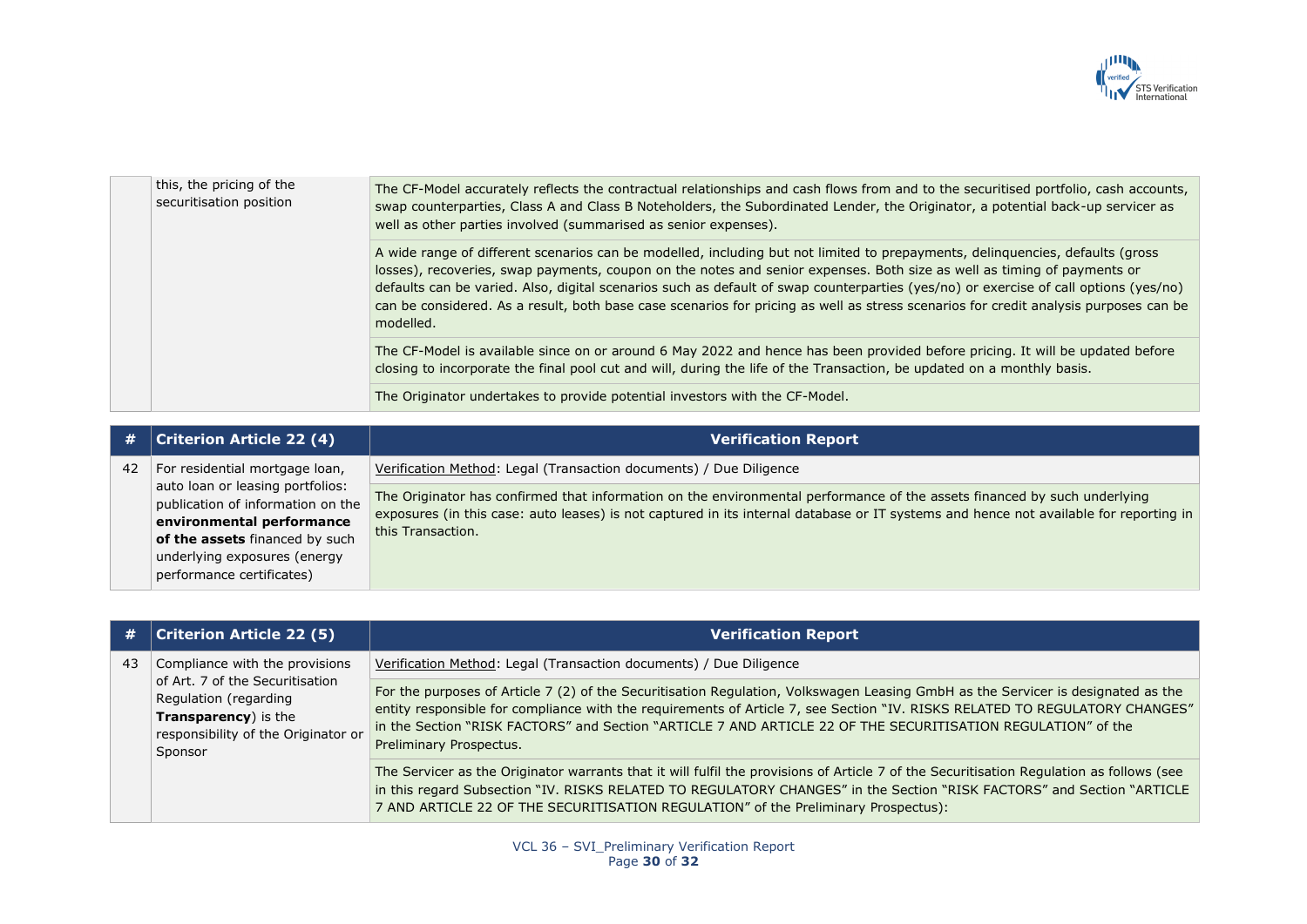| | | |
|---|---|---|
| | this, the pricing of the securitisation position | The CF-Model accurately reflects the contractual relationships and cash flows from and to the securitised portfolio, cash accounts, swap counterparties, Class A and Class B Noteholders, the Subordinated Lender, the Originator, a potential back-up servicer as well as other parties involved (summarised as senior expenses). |
| | | A wide range of different scenarios can be modelled, including but not limited to prepayments, delinquencies, defaults (gross losses), recoveries, swap payments, coupon on the notes and senior expenses. Both size as well as timing of payments or defaults can be varied. Also, digital scenarios such as default of swap counterparties (yes/no) or exercise of call options (yes/no) can be considered. As a result, both base case scenarios for pricing as well as stress scenarios for credit analysis purposes can be modelled. |
| | | The CF-Model is available since on or around 6 May 2022 and hence has been provided before pricing. It will be updated before closing to incorporate the final pool cut and will, during the life of the Transaction, be updated on a monthly basis. |
| | | The Originator undertakes to provide potential investors with the CF-Model. |

| # | Criterion Article 22 (4) | Verification Report |
|---|---|---|
| 42 | For residential mortgage loan, auto loan or leasing portfolios: publication of information on the **environmental performance of the assets** financed by such underlying exposures (energy performance certificates) | <u>Verification Method</u>: Legal (Transaction documents) / Due Diligence |
| | | The Originator has confirmed that information on the environmental performance of the assets financed by such underlying exposures (in this case: auto leases) is not captured in its internal database or IT systems and hence not available for reporting in this Transaction. |

| # | Criterion Article 22 (5) | Verification Report |
|---|---|---|
| 43 | Compliance with the provisions of Art. 7 of the Securitisation Regulation (regarding **Transparency**) is the responsibility of the Originator or Sponsor | <u>Verification Method</u>: Legal (Transaction documents) / Due Diligence |
| | | For the purposes of Article 7 (2) of the Securitisation Regulation, Volkswagen Leasing GmbH as the Servicer is designated as the entity responsible for compliance with the requirements of Article 7, see Section "IV. RISKS RELATED TO REGULATORY CHANGES" in the Section "RISK FACTORS" and Section "ARTICLE 7 AND ARTICLE 22 OF THE SECURITISATION REGULATION" of the Preliminary Prospectus. |
| | | The Servicer as the Originator warrants that it will fulfil the provisions of Article 7 of the Securitisation Regulation as follows (see in this regard Subsection "IV. RISKS RELATED TO REGULATORY CHANGES" in the Section "RISK FACTORS" and Section "ARTICLE 7 AND ARTICLE 22 OF THE SECURITISATION REGULATION" of the Preliminary Prospectus): |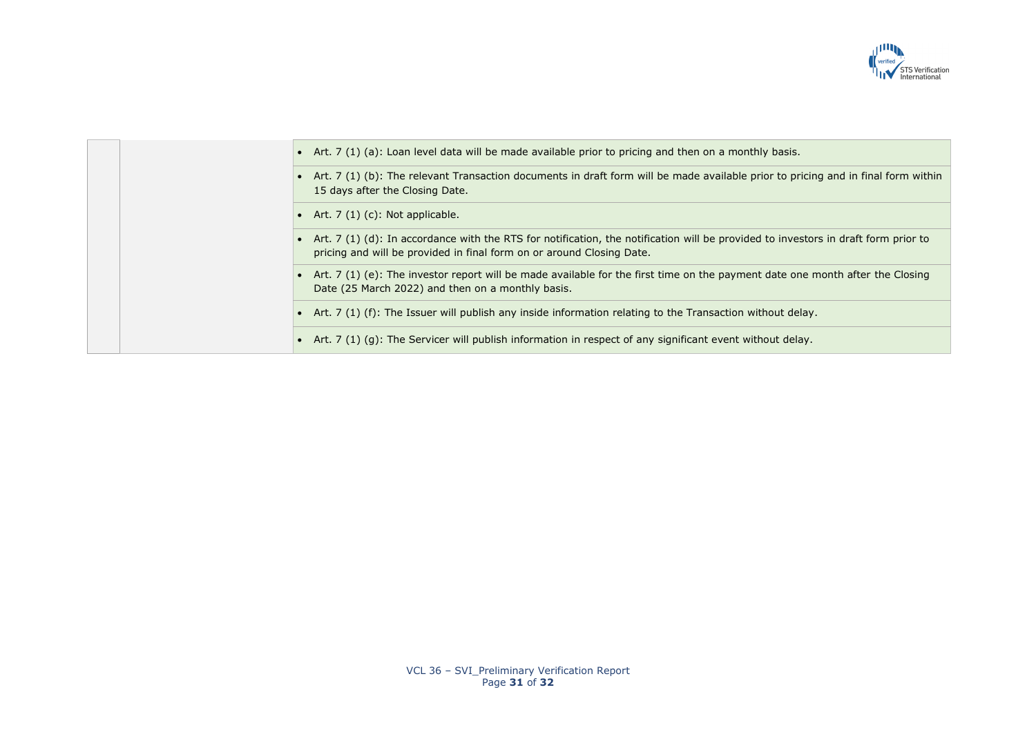| | | |
|---|---|---|
| | | • Art. 7 (1) (a): Loan level data will be made available prior to pricing and then on a monthly basis. |
| | | • Art. 7 (1) (b): The relevant Transaction documents in draft form will be made available prior to pricing and in final form within 15 days after the Closing Date. |
| | | • Art. 7 (1) (c): Not applicable. |
| | | • Art. 7 (1) (d): In accordance with the RTS for notification, the notification will be provided to investors in draft form prior to pricing and will be provided in final form on or around Closing Date. |
| | | • Art. 7 (1) (e): The investor report will be made available for the first time on the payment date one month after the Closing Date (25 March 2022) and then on a monthly basis. |
| | | • Art. 7 (1) (f): The Issuer will publish any inside information relating to the Transaction without delay. |
| | | • Art. 7 (1) (g): The Servicer will publish information in respect of any significant event without delay. |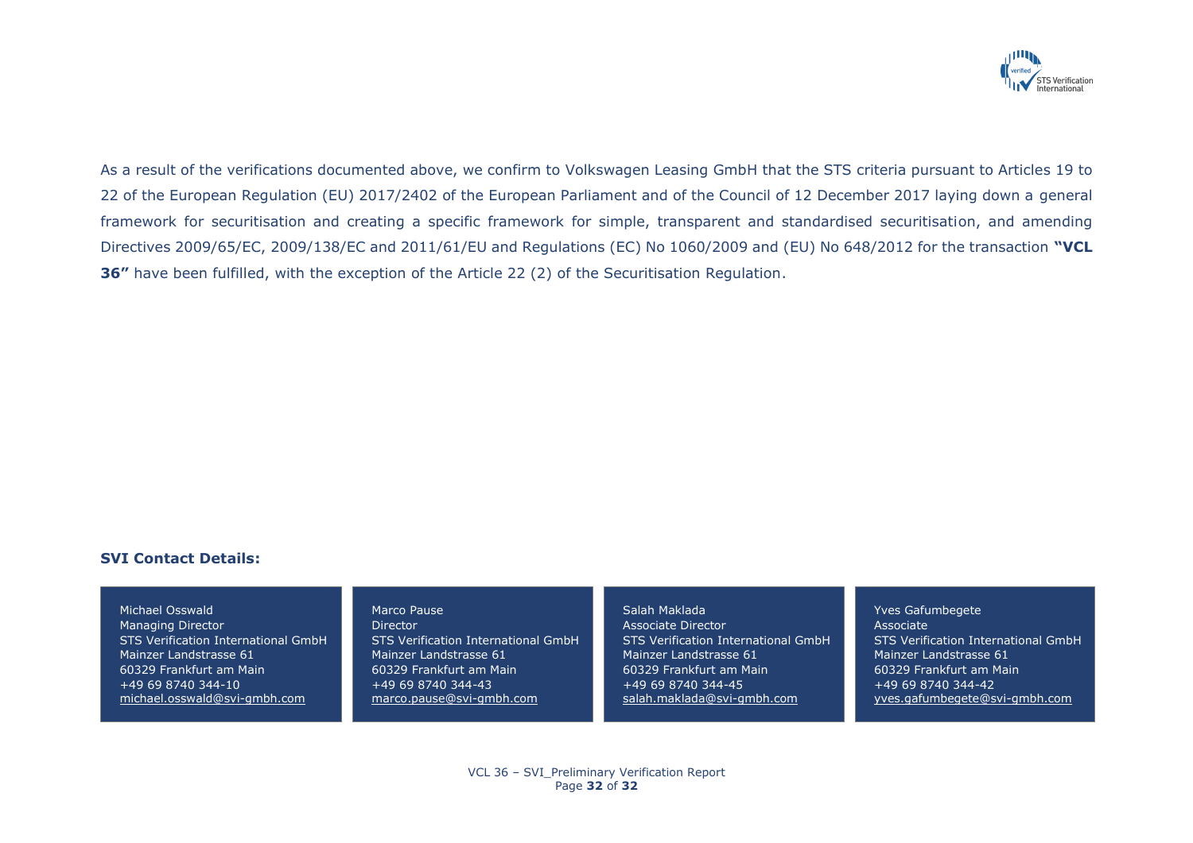As a result of the verifications documented above, we confirm to Volkswagen Leasing GmbH that the STS criteria pursuant to Articles 19 to 22 of the European Regulation (EU) 2017/2402 of the European Parliament and of the Council of 12 December 2017 laying down a general framework for securitisation and creating a specific framework for simple, transparent and standardised securitisation, and amending Directives 2009/65/EC, 2009/138/EC and 2011/61/EU and Regulations (EC) No 1060/2009 and (EU) No 648/2012 for the transaction **"VCL 36"** have been fulfilled, with the exception of the Article 22 (2) of the Securitisation Regulation.

**SVI Contact Details:**

| | | | |
|---|---|---|---|
| Michael Osswald<br>Managing Director<br>STS Verification International GmbH<br>Mainzer Landstrasse 61<br>60329 Frankfurt am Main<br>+49 69 8740 344-10<br>michael.osswald@svi-gmbh.com | Marco Pause<br>Director<br>STS Verification International GmbH<br>Mainzer Landstrasse 61<br>60329 Frankfurt am Main<br>+49 69 8740 344-43<br>marco.pause@svi-gmbh.com | Salah Maklada<br>Associate Director<br>STS Verification International GmbH<br>Mainzer Landstrasse 61<br>60329 Frankfurt am Main<br>+49 69 8740 344-45<br>salah.maklada@svi-gmbh.com | Yves Gafumbegete<br>Associate<br>STS Verification International GmbH<br>Mainzer Landstrasse 61<br>60329 Frankfurt am Main<br>+49 69 8740 344-42<br>yves.gafumbegete@svi-gmbh.com |